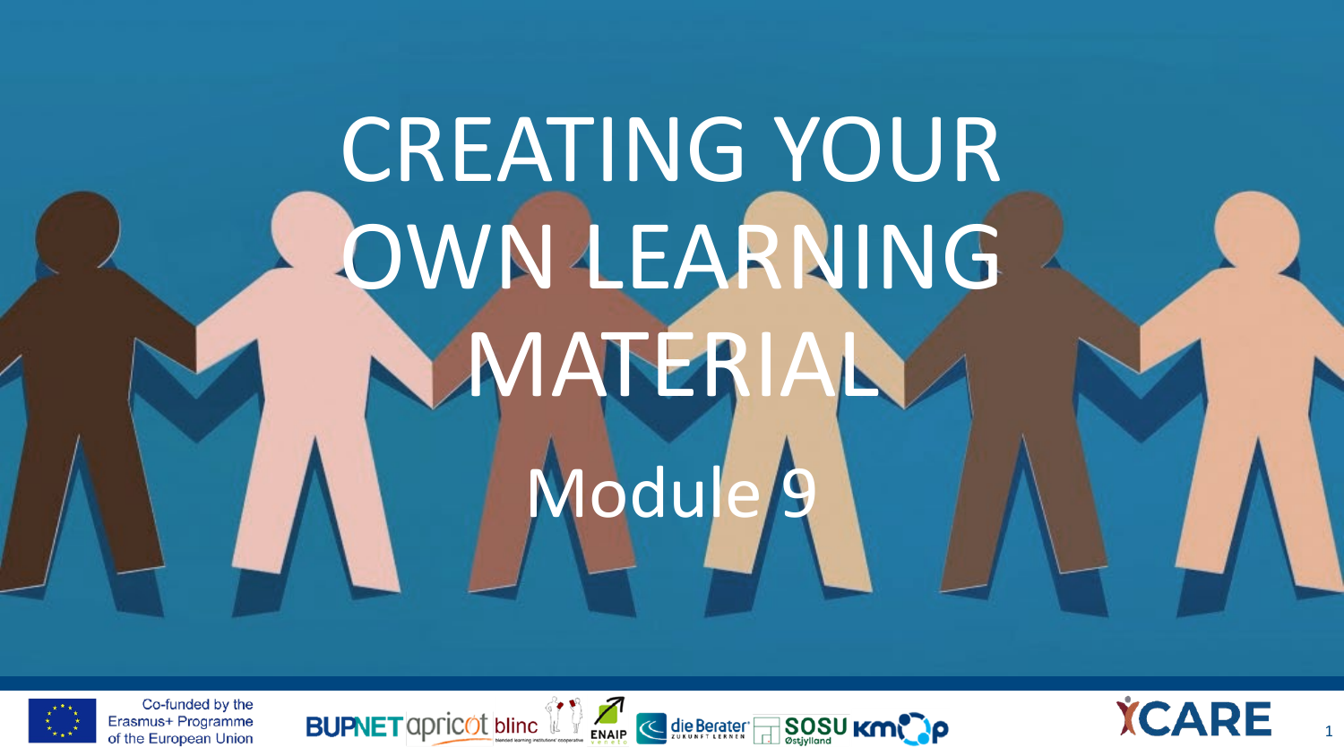# CREATING YOUR OWN LEARNING MATERIAL

## Module 9

Co-funded by the Erasmus+ Programme of the European Union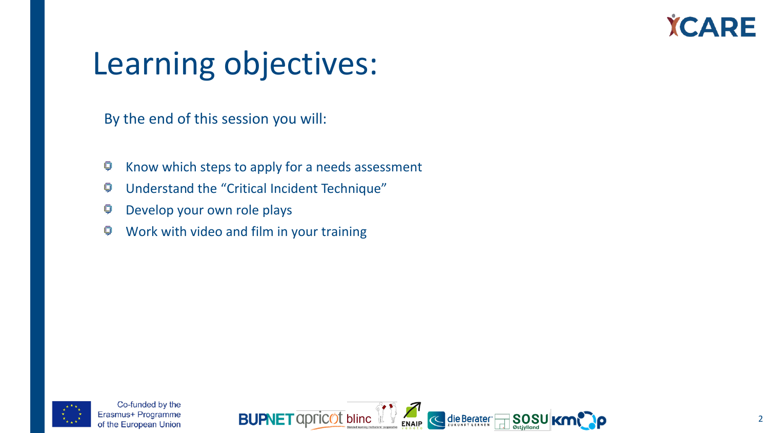# Learning objectives:

By the end of this session you will:

- Know which steps to apply for a needs assessment
- Understand the "Critical Incident Technique"
- Develop your own role plays
- Work with video and film in your training

Co-funded by the Erasmus+ Programme of the European Union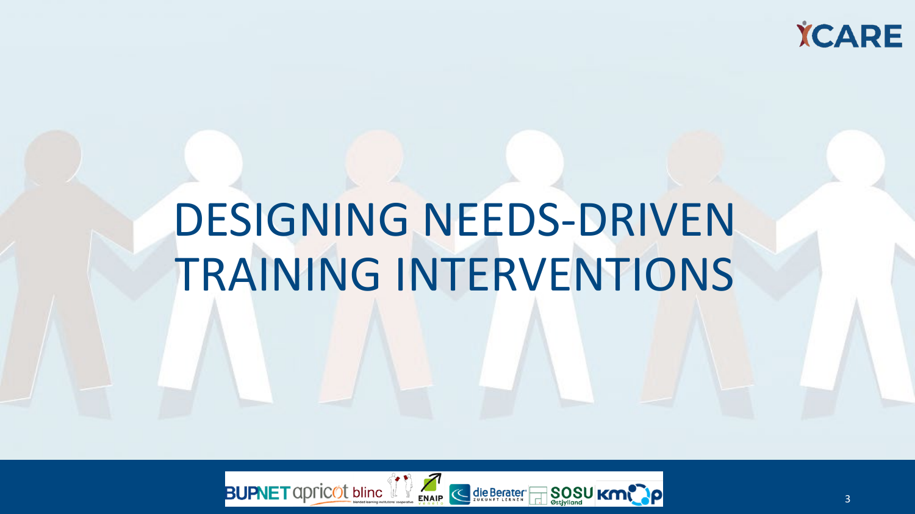# DESIGNING NEEDS-DRIVEN TRAINING INTERVENTIONS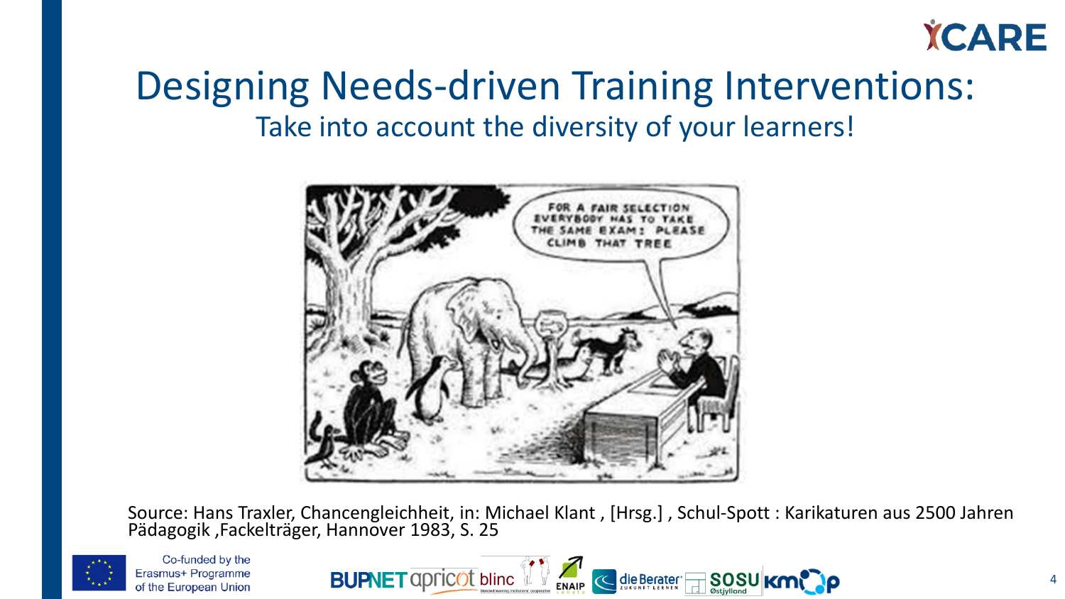# Designing Needs-driven Training Interventions:

## Take into account the diversity of your learners!

Source: Hans Traxler, Chancengleichheit, in: Michael Klant , [Hrsg.] , Schul-Spott : Karikaturen aus 2500 Jahren Pädagogik ,Fackelträger, Hannover 1983, S. 25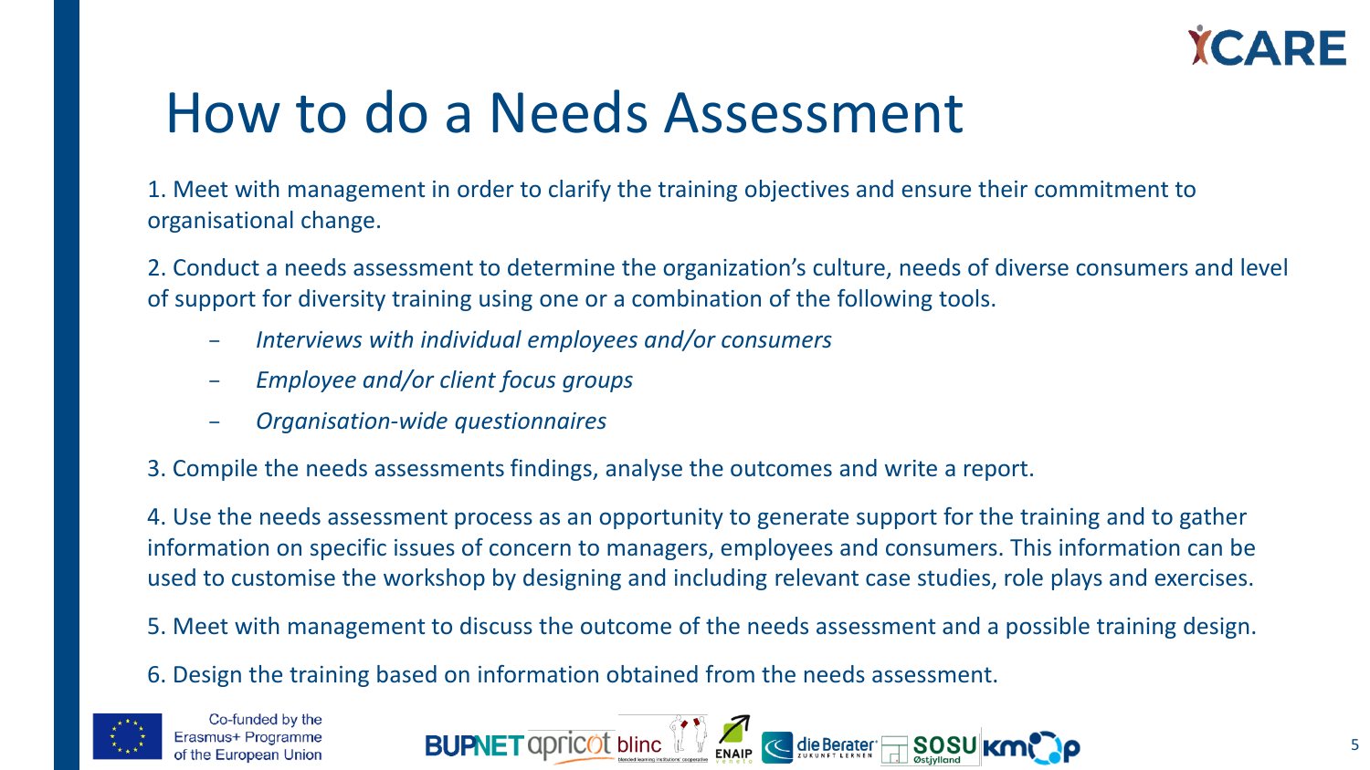# How to do a Needs Assessment

1. Meet with management in order to clarify the training objectives and ensure their commitment to organisational change.

2. Conduct a needs assessment to determine the organization's culture, needs of diverse consumers and level of support for diversity training using one or a combination of the following tools.

   - *Interviews with individual employees and/or consumers*
   - *Employee and/or client focus groups*
   - *Organisation-wide questionnaires*

3. Compile the needs assessments findings, analyse the outcomes and write a report.

4. Use the needs assessment process as an opportunity to generate support for the training and to gather information on specific issues of concern to managers, employees and consumers. This information can be used to customise the workshop by designing and including relevant case studies, role plays and exercises.

5. Meet with management to discuss the outcome of the needs assessment and a possible training design.

6. Design the training based on information obtained from the needs assessment.

Co-funded by the Erasmus+ Programme of the European Union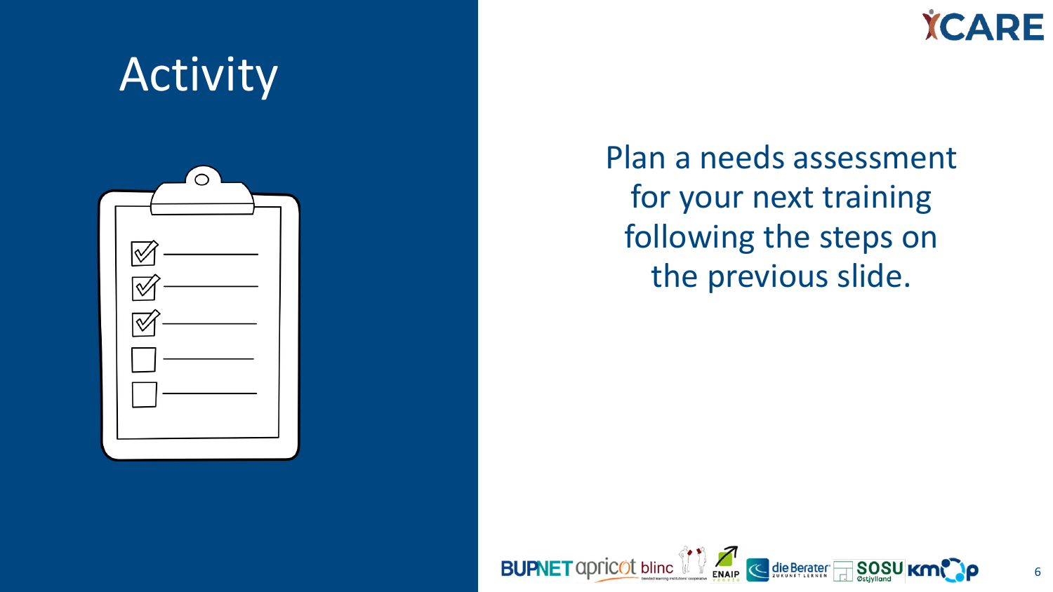# Activity

Plan a needs assessment for your next training following the steps on the previous slide.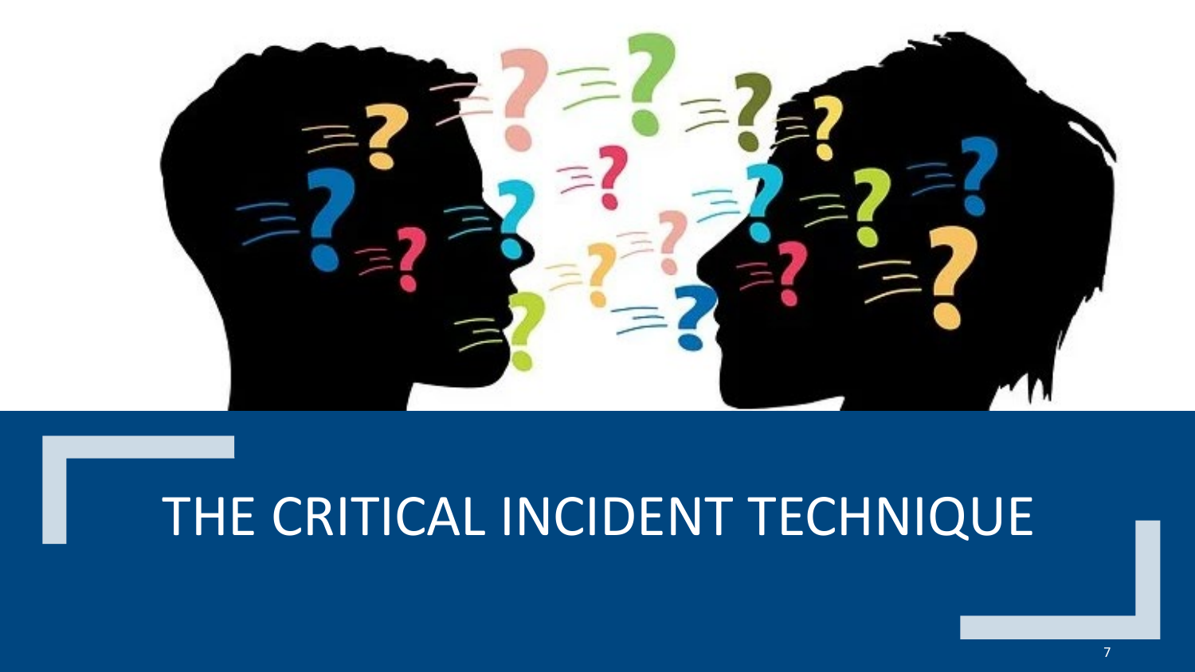# THE CRITICAL INCIDENT TECHNIQUE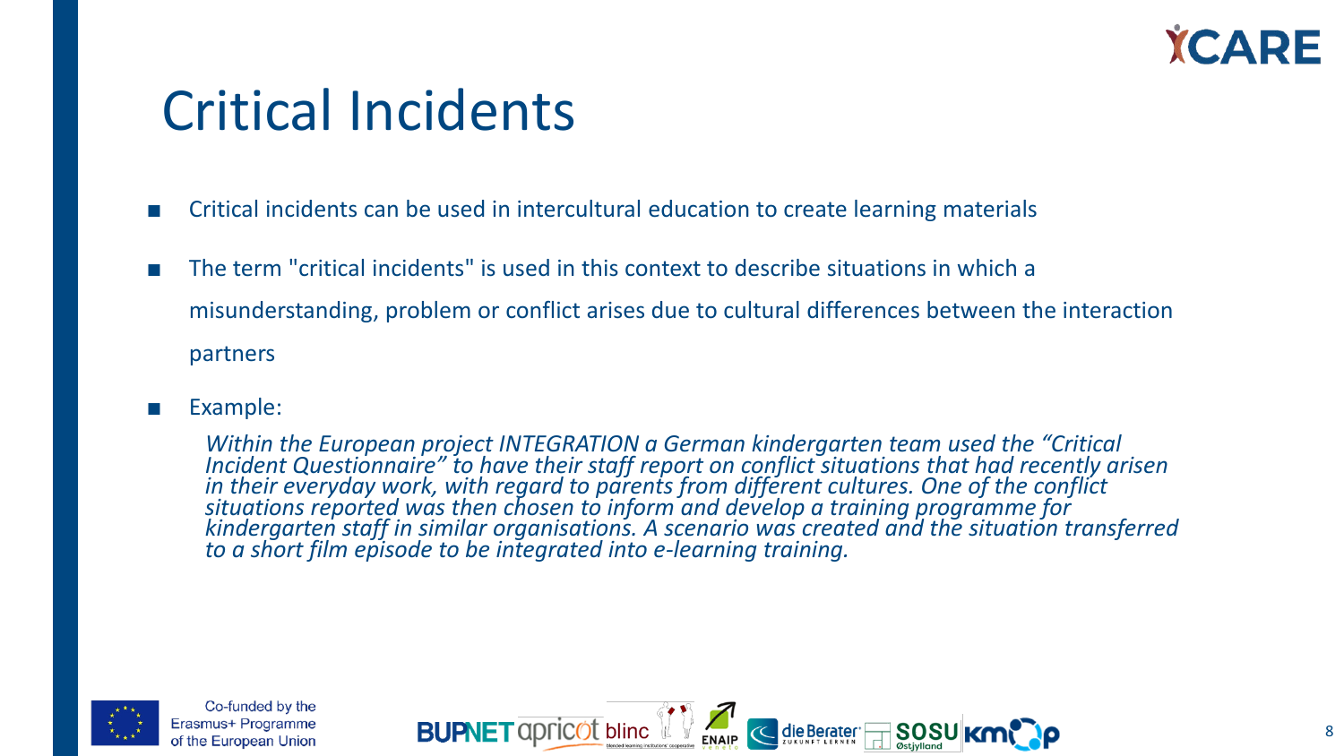# Critical Incidents

- Critical incidents can be used in intercultural education to create learning materials
- The term "critical incidents" is used in this context to describe situations in which a misunderstanding, problem or conflict arises due to cultural differences between the interaction partners
- Example:

  *Within the European project INTEGRATION a German kindergarten team used the “Critical Incident Questionnaire” to have their staff report on conflict situations that had recently arisen in their everyday work, with regard to parents from different cultures. One of the conflict situations reported was then chosen to inform and develop a training programme for kindergarten staff in similar organisations. A scenario was created and the situation transferred to a short film episode to be integrated into e-learning training.*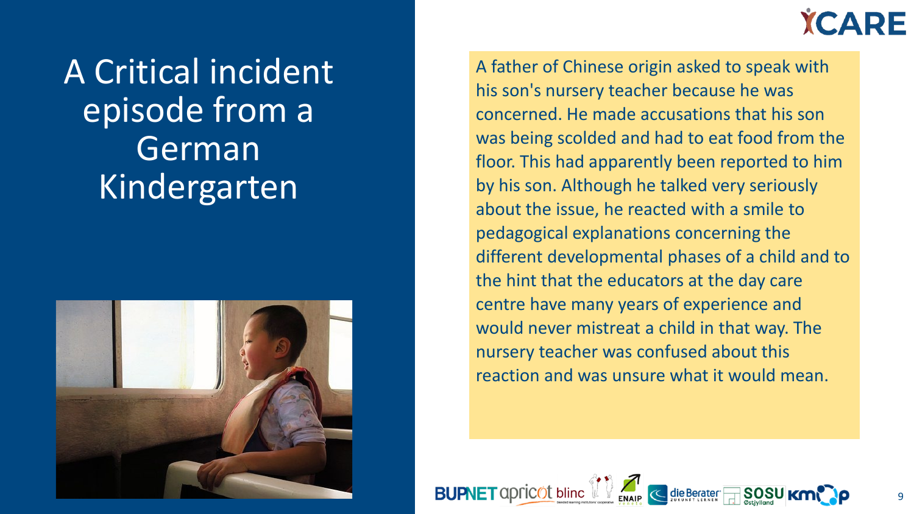# A Critical incident episode from a German Kindergarten

A father of Chinese origin asked to speak with his son's nursery teacher because he was concerned. He made accusations that his son was being scolded and had to eat food from the floor. This had apparently been reported to him by his son. Although he talked very seriously about the issue, he reacted with a smile to pedagogical explanations concerning the different developmental phases of a child and to the hint that the educators at the day care centre have many years of experience and would never mistreat a child in that way. The nursery teacher was confused about this reaction and was unsure what it would mean.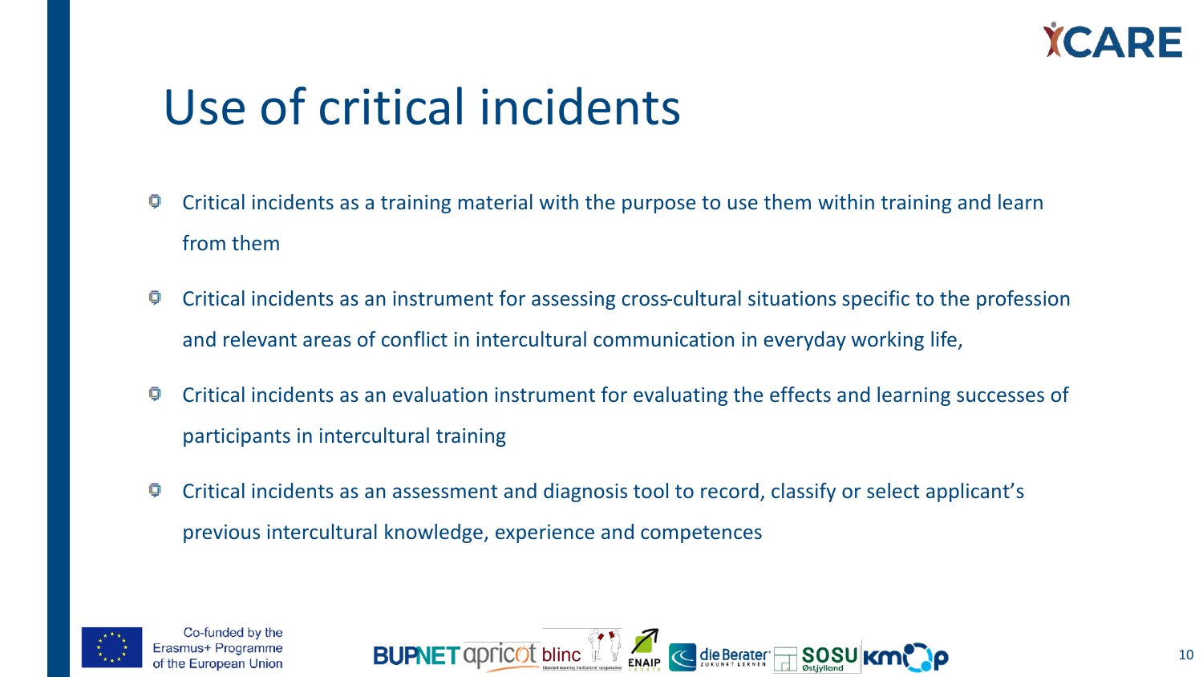# Use of critical incidents

- Critical incidents as a training material with the purpose to use them within training and learn from them
- Critical incidents as an instrument for assessing cross-cultural situations specific to the profession and relevant areas of conflict in intercultural communication in everyday working life,
- Critical incidents as an evaluation instrument for evaluating the effects and learning successes of participants in intercultural training
- Critical incidents as an assessment and diagnosis tool to record, classify or select applicant's previous intercultural knowledge, experience and competences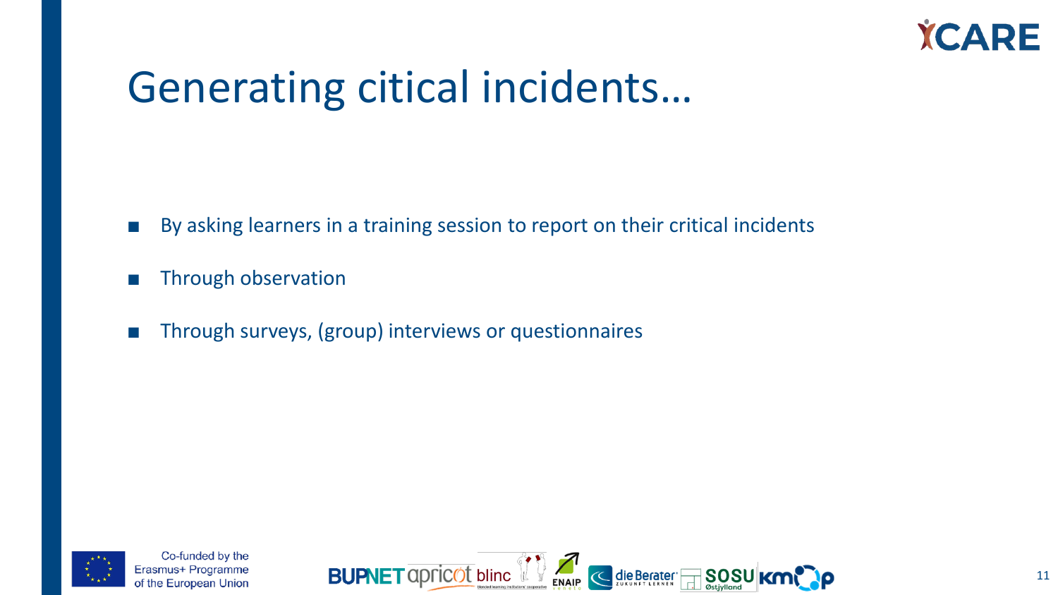# Generating citical incidents…

- By asking learners in a training session to report on their critical incidents
- Through observation
- Through surveys, (group) interviews or questionnaires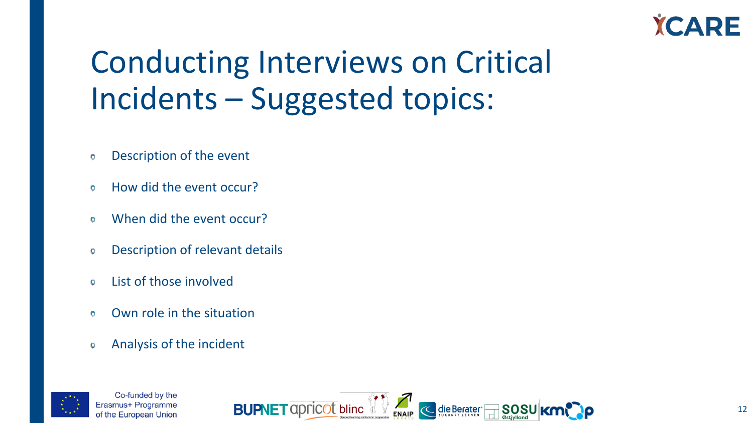# Conducting Interviews on Critical Incidents – Suggested topics:

- Description of the event
- How did the event occur?
- When did the event occur?
- Description of relevant details
- List of those involved
- Own role in the situation
- Analysis of the incident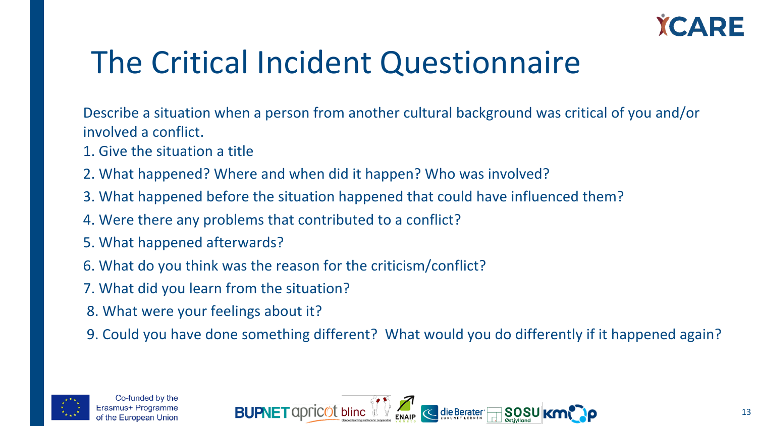# The Critical Incident Questionnaire

Describe a situation when a person from another cultural background was critical of you and/or involved a conflict.

1. Give the situation a title
2. What happened? Where and when did it happen? Who was involved?
3. What happened before the situation happened that could have influenced them?
4. Were there any problems that contributed to a conflict?
5. What happened afterwards?
6. What do you think was the reason for the criticism/conflict?
7. What did you learn from the situation?
8. What were your feelings about it?
9. Could you have done something different? What would you do differently if it happened again?

Co-funded by the Erasmus+ Programme of the European Union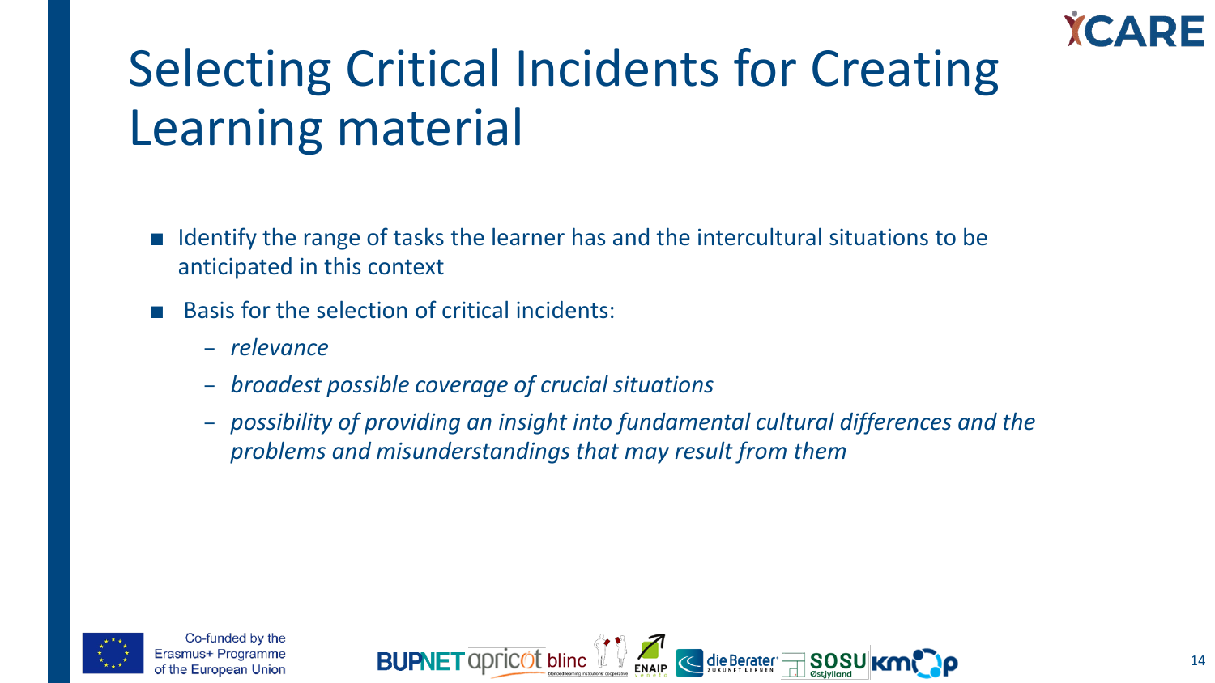# Selecting Critical Incidents for Creating Learning material

- Identify the range of tasks the learner has and the intercultural situations to be anticipated in this context
- Basis for the selection of critical incidents:
  - *relevance*
  - *broadest possible coverage of crucial situations*
  - *possibility of providing an insight into fundamental cultural differences and the problems and misunderstandings that may result from them*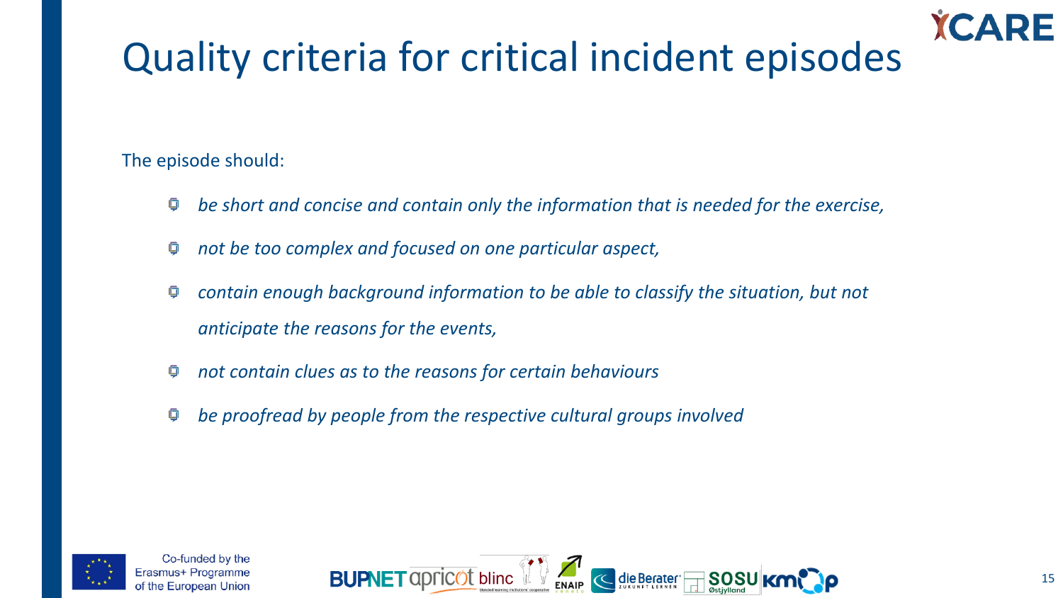# Quality criteria for critical incident episodes

The episode should:

- *be short and concise and contain only the information that is needed for the exercise,*
- *not be too complex and focused on one particular aspect,*
- *contain enough background information to be able to classify the situation, but not anticipate the reasons for the events,*
- *not contain clues as to the reasons for certain behaviours*
- *be proofread by people from the respective cultural groups involved*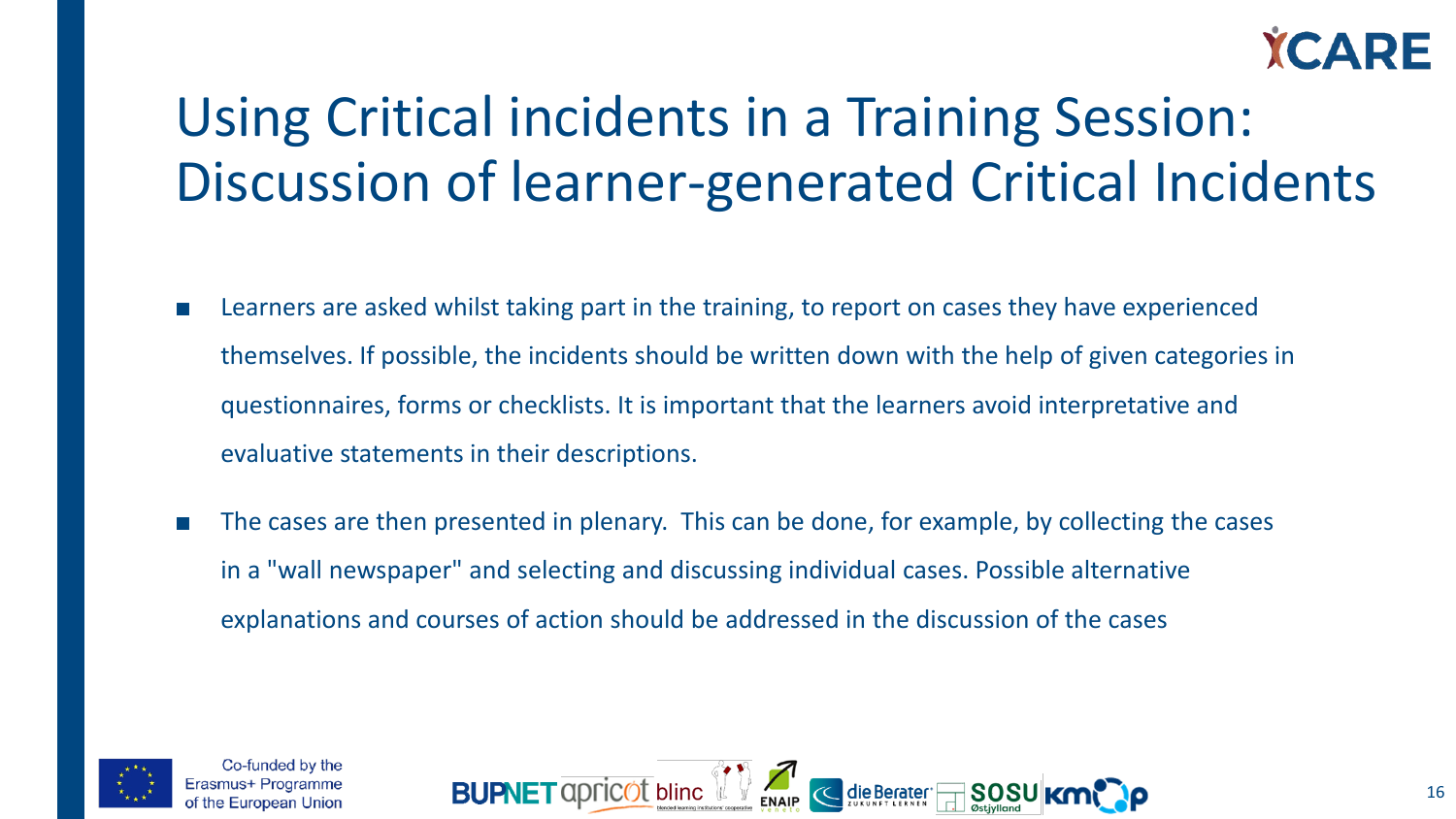# Using Critical incidents in a Training Session: Discussion of learner-generated Critical Incidents

- Learners are asked whilst taking part in the training, to report on cases they have experienced themselves. If possible, the incidents should be written down with the help of given categories in questionnaires, forms or checklists. It is important that the learners avoid interpretative and evaluative statements in their descriptions.
- The cases are then presented in plenary. This can be done, for example, by collecting the cases in a "wall newspaper" and selecting and discussing individual cases. Possible alternative explanations and courses of action should be addressed in the discussion of the cases

Co-funded by the Erasmus+ Programme of the European Union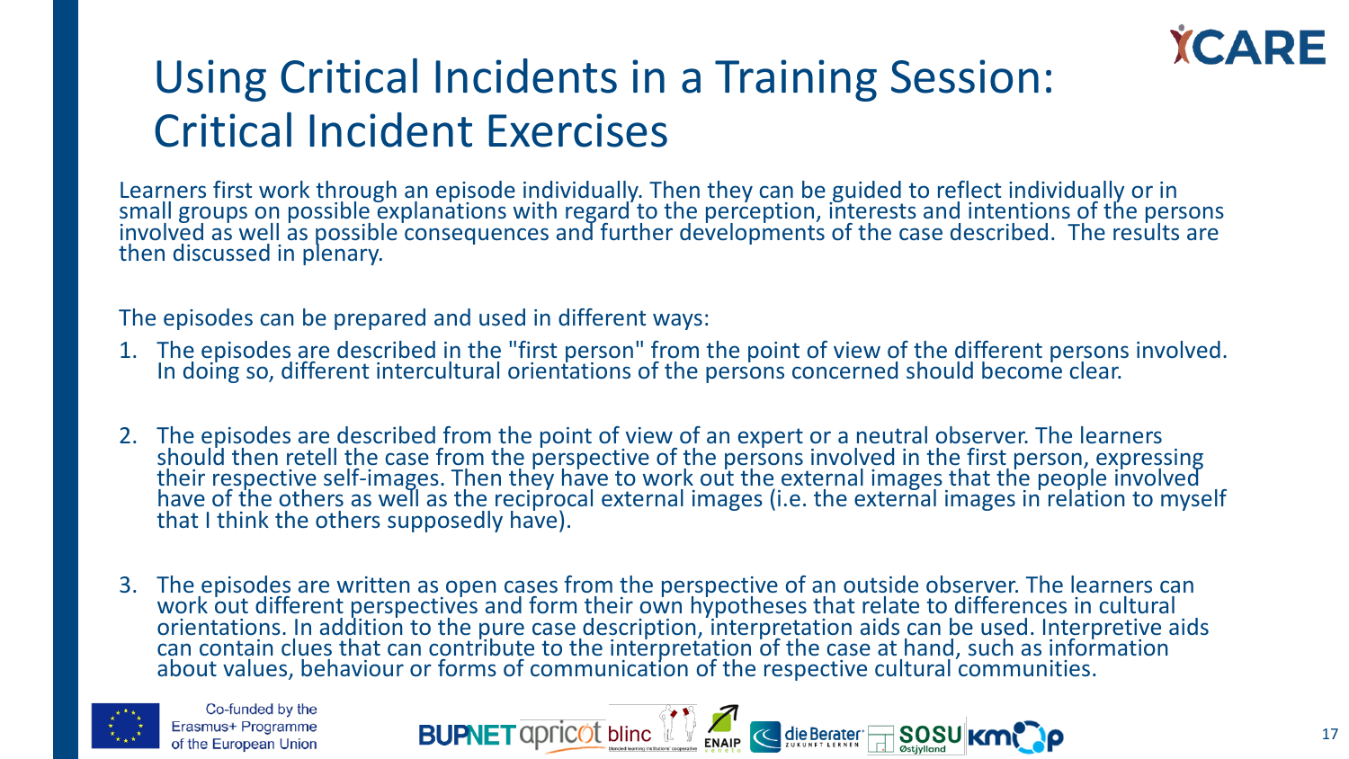# Using Critical Incidents in a Training Session: Critical Incident Exercises

Learners first work through an episode individually. Then they can be guided to reflect individually or in small groups on possible explanations with regard to the perception, interests and intentions of the persons involved as well as possible consequences and further developments of the case described. The results are then discussed in plenary.

The episodes can be prepared and used in different ways:

1. The episodes are described in the "first person" from the point of view of the different persons involved. In doing so, different intercultural orientations of the persons concerned should become clear.
2. The episodes are described from the point of view of an expert or a neutral observer. The learners should then retell the case from the perspective of the persons involved in the first person, expressing their respective self-images. Then they have to work out the external images that the people involved have of the others as well as the reciprocal external images (i.e. the external images in relation to myself that I think the others supposedly have).
3. The episodes are written as open cases from the perspective of an outside observer. The learners can work out different perspectives and form their own hypotheses that relate to differences in cultural orientations. In addition to the pure case description, interpretation aids can be used. Interpretive aids can contain clues that can contribute to the interpretation of the case at hand, such as information about values, behaviour or forms of communication of the respective cultural communities.

Co-funded by the Erasmus+ Programme of the European Union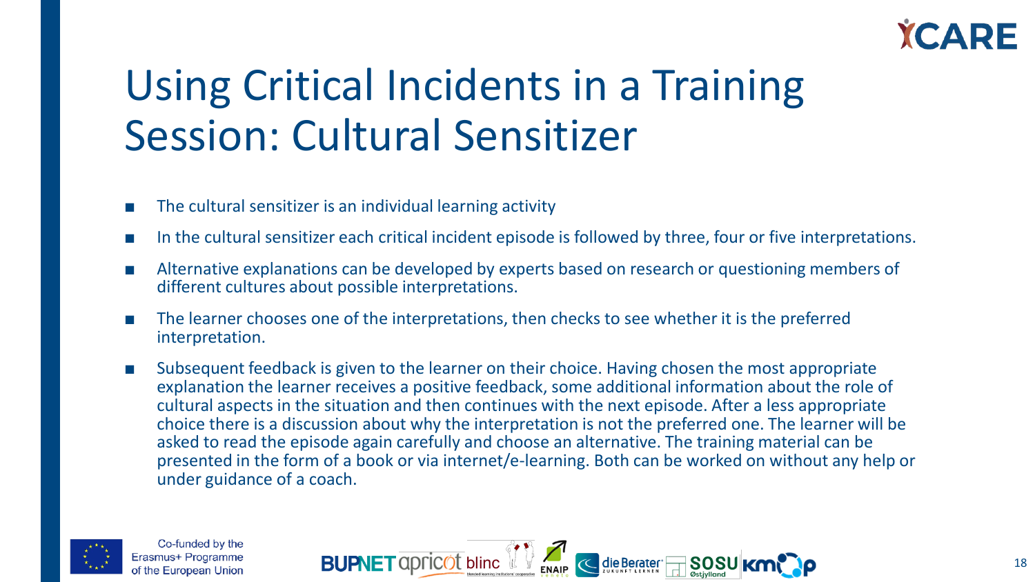# Using Critical Incidents in a Training Session: Cultural Sensitizer

- The cultural sensitizer is an individual learning activity
- In the cultural sensitizer each critical incident episode is followed by three, four or five interpretations.
- Alternative explanations can be developed by experts based on research or questioning members of different cultures about possible interpretations.
- The learner chooses one of the interpretations, then checks to see whether it is the preferred interpretation.
- Subsequent feedback is given to the learner on their choice. Having chosen the most appropriate explanation the learner receives a positive feedback, some additional information about the role of cultural aspects in the situation and then continues with the next episode. After a less appropriate choice there is a discussion about why the interpretation is not the preferred one. The learner will be asked to read the episode again carefully and choose an alternative. The training material can be presented in the form of a book or via internet/e-learning. Both can be worked on without any help or under guidance of a coach.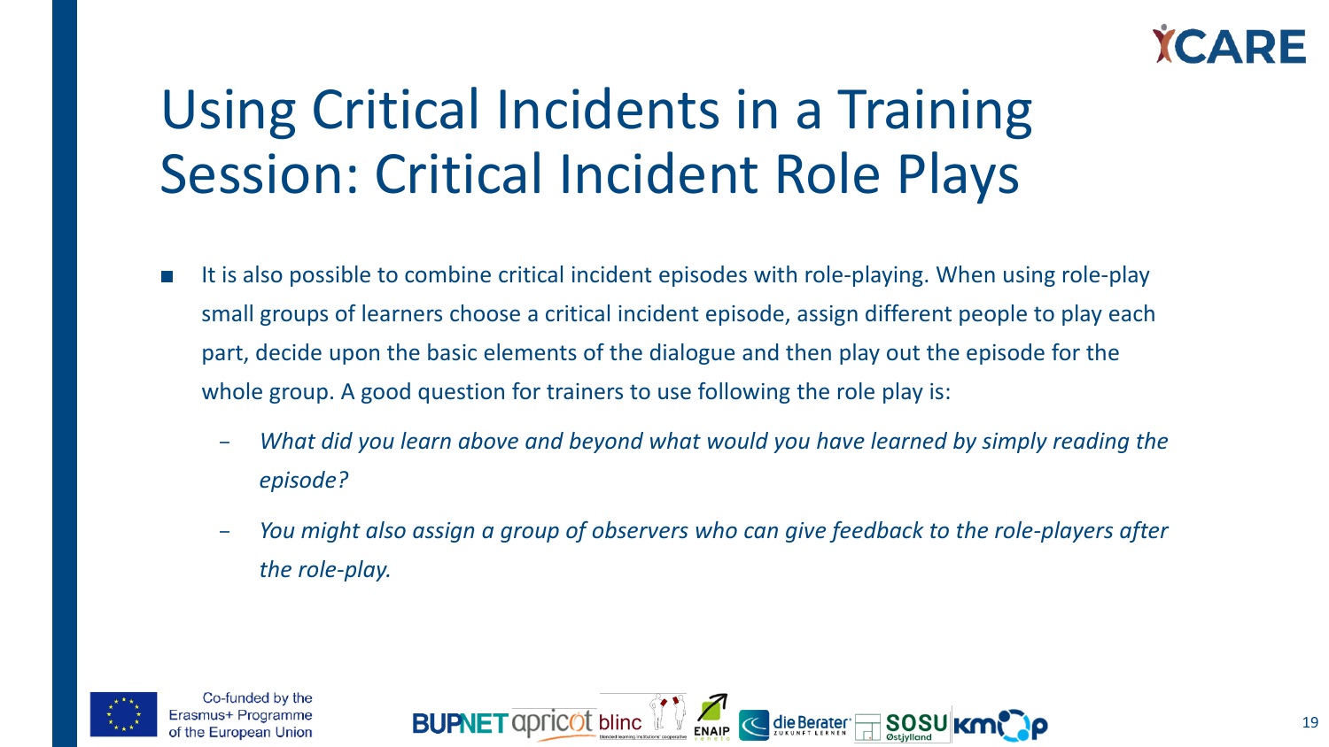# Using Critical Incidents in a Training Session: Critical Incident Role Plays

- It is also possible to combine critical incident episodes with role-playing. When using role-play small groups of learners choose a critical incident episode, assign different people to play each part, decide upon the basic elements of the dialogue and then play out the episode for the whole group. A good question for trainers to use following the role play is:
  - *What did you learn above and beyond what would you have learned by simply reading the episode?*
  - *You might also assign a group of observers who can give feedback to the role-players after the role-play.*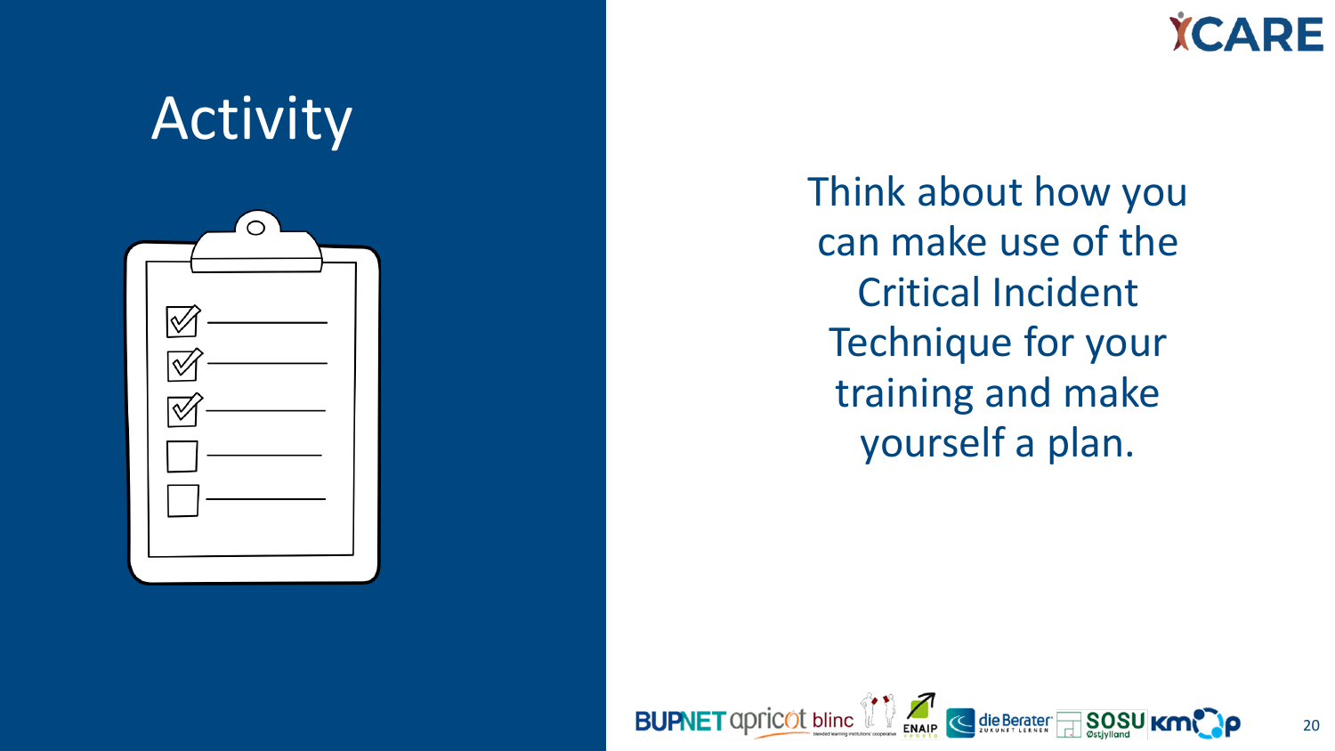# Activity

Think about how you can make use of the Critical Incident Technique for your training and make yourself a plan.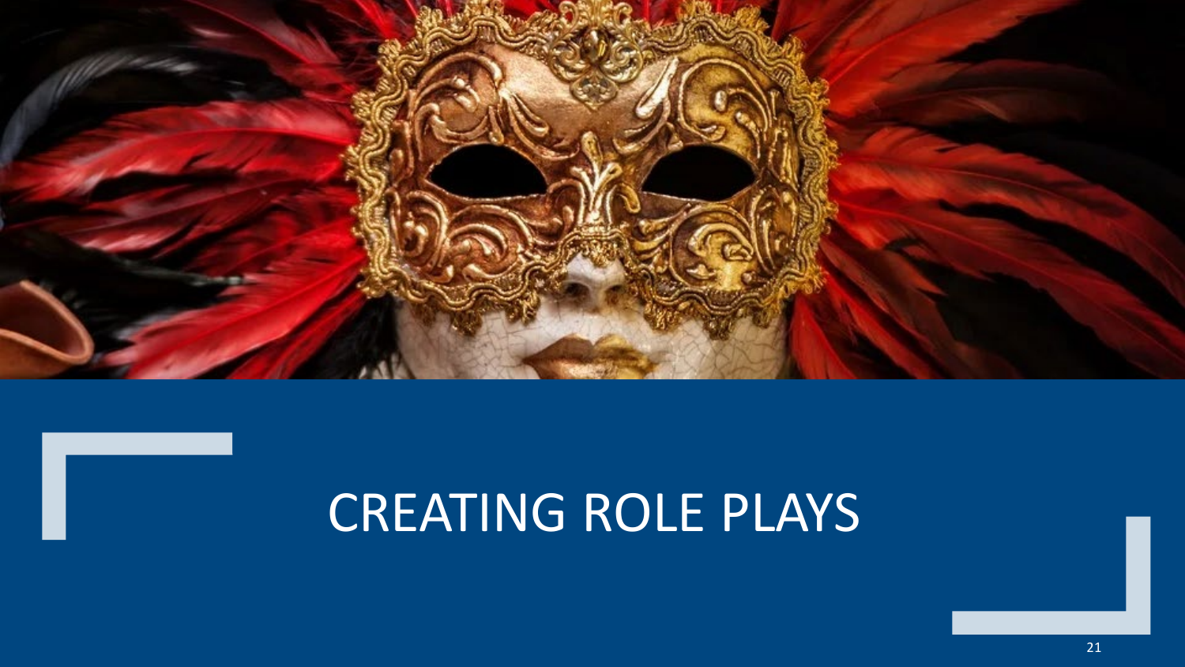# CREATING ROLE PLAYS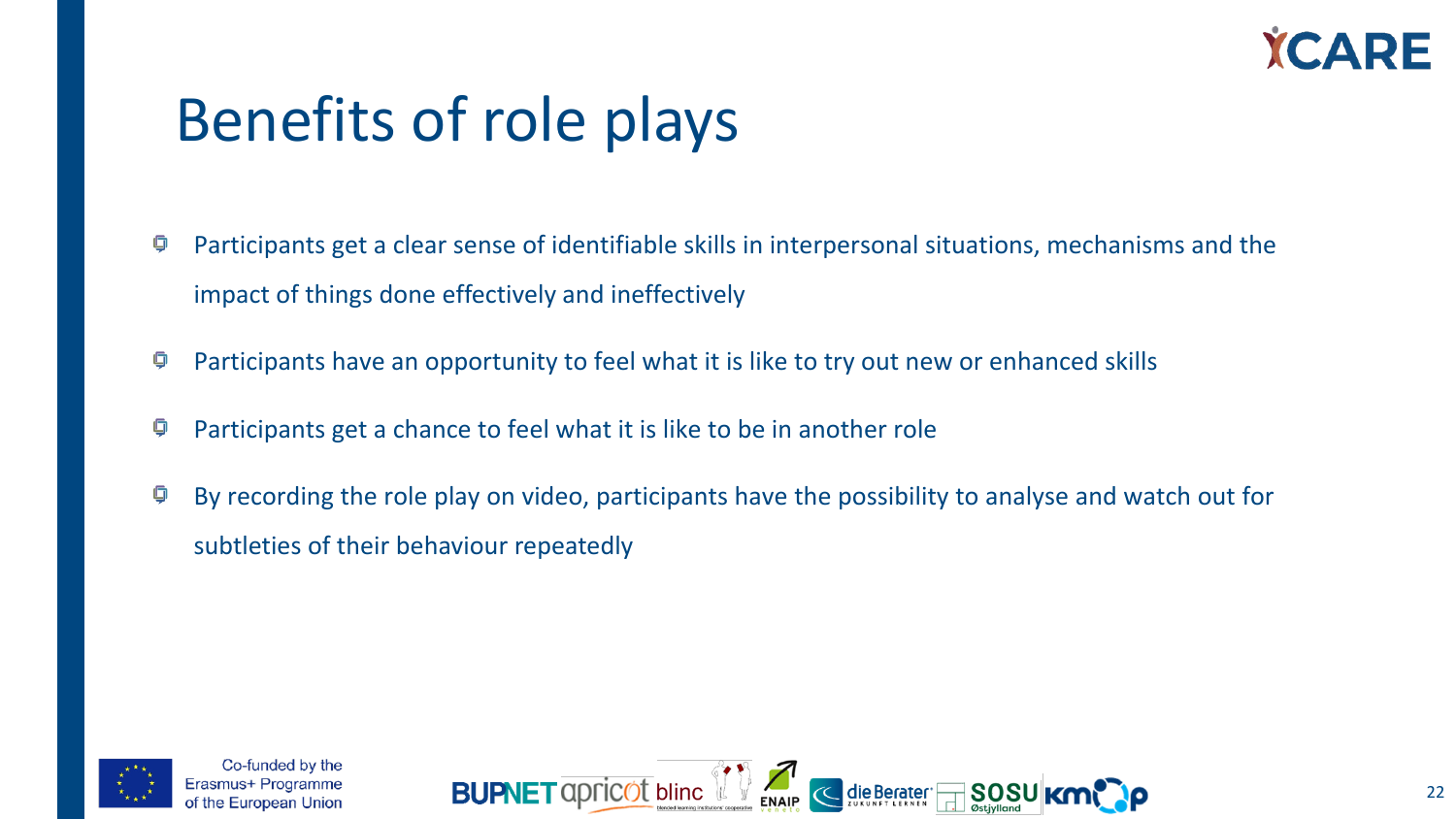# Benefits of role plays

- Participants get a clear sense of identifiable skills in interpersonal situations, mechanisms and the impact of things done effectively and ineffectively
- Participants have an opportunity to feel what it is like to try out new or enhanced skills
- Participants get a chance to feel what it is like to be in another role
- By recording the role play on video, participants have the possibility to analyse and watch out for subtleties of their behaviour repeatedly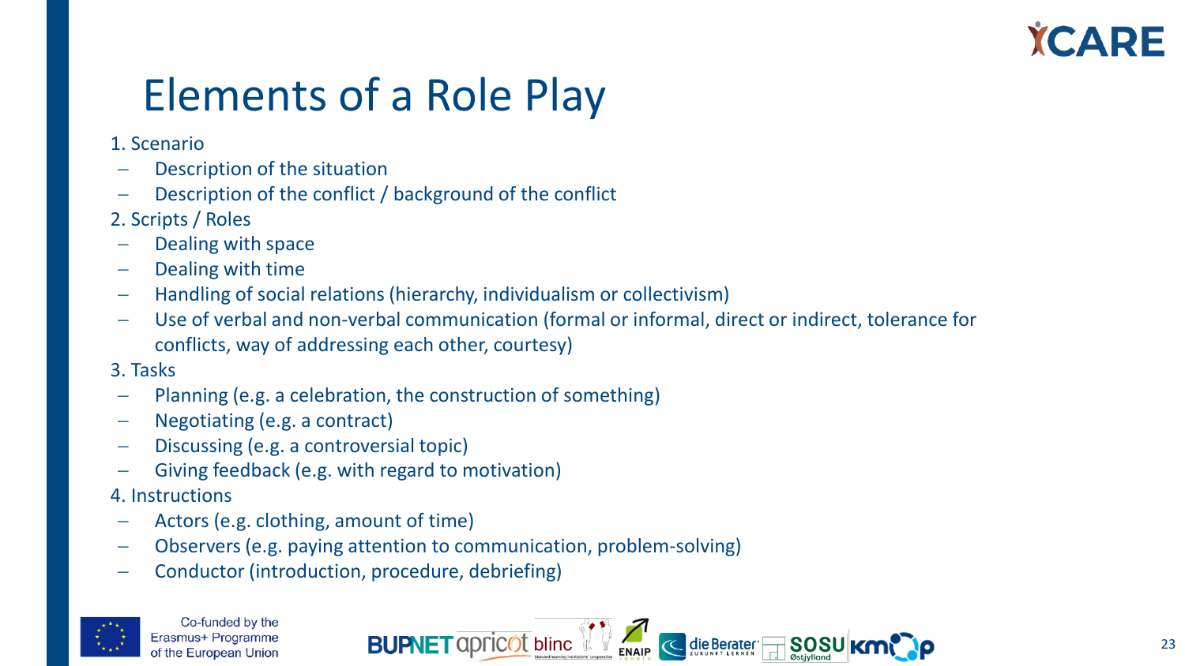# Elements of a Role Play

1. Scenario
   - Description of the situation
   - Description of the conflict / background of the conflict
2. Scripts / Roles
   - Dealing with space
   - Dealing with time
   - Handling of social relations (hierarchy, individualism or collectivism)
   - Use of verbal and non-verbal communication (formal or informal, direct or indirect, tolerance for conflicts, way of addressing each other, courtesy)
3. Tasks
   - Planning (e.g. a celebration, the construction of something)
   - Negotiating (e.g. a contract)
   - Discussing (e.g. a controversial topic)
   - Giving feedback (e.g. with regard to motivation)
4. Instructions
   - Actors (e.g. clothing, amount of time)
   - Observers (e.g. paying attention to communication, problem-solving)
   - Conductor (introduction, procedure, debriefing)

Co-funded by the Erasmus+ Programme of the European Union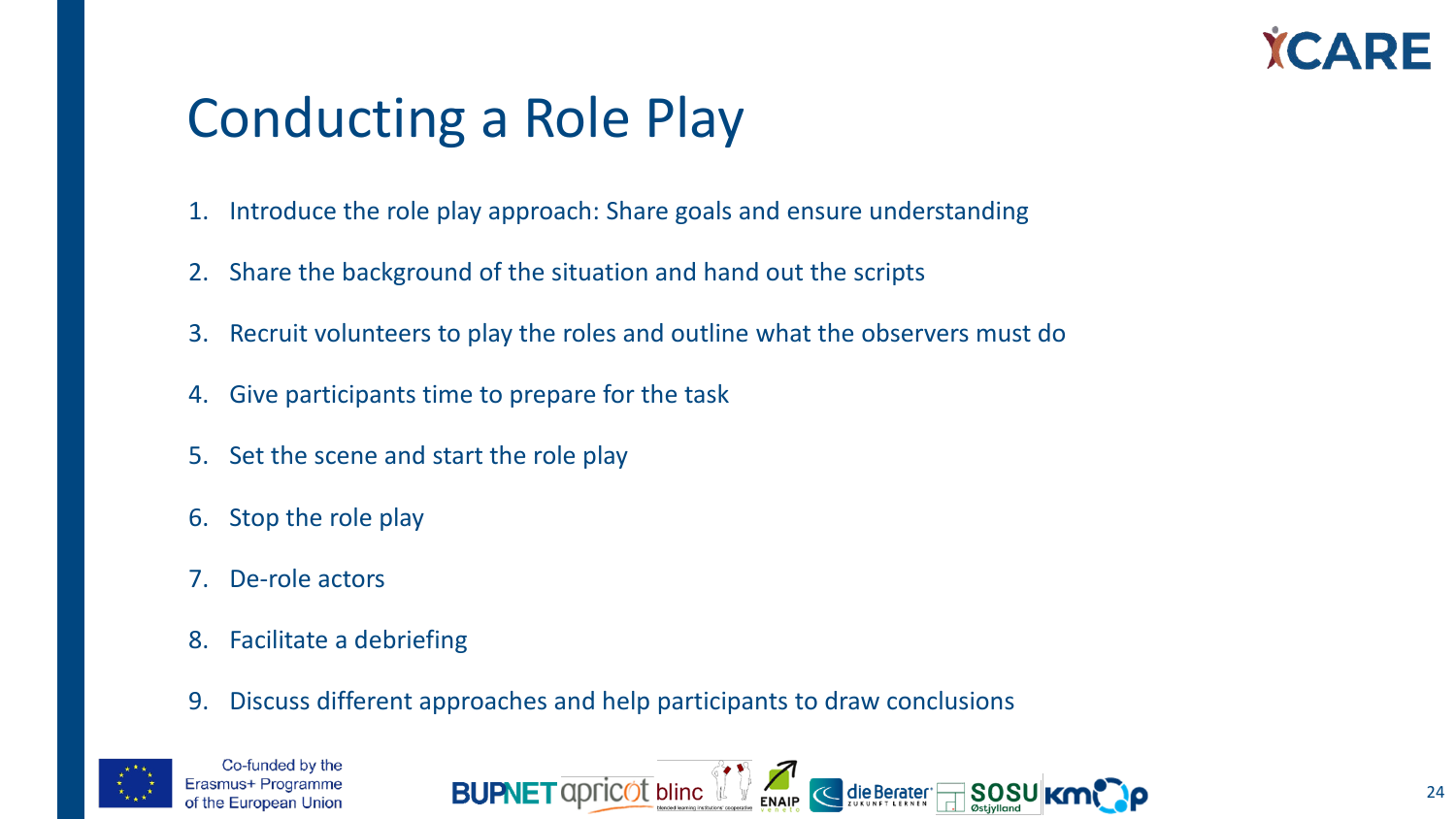# Conducting a Role Play

1. Introduce the role play approach: Share goals and ensure understanding
2. Share the background of the situation and hand out the scripts
3. Recruit volunteers to play the roles and outline what the observers must do
4. Give participants time to prepare for the task
5. Set the scene and start the role play
6. Stop the role play
7. De-role actors
8. Facilitate a debriefing
9. Discuss different approaches and help participants to draw conclusions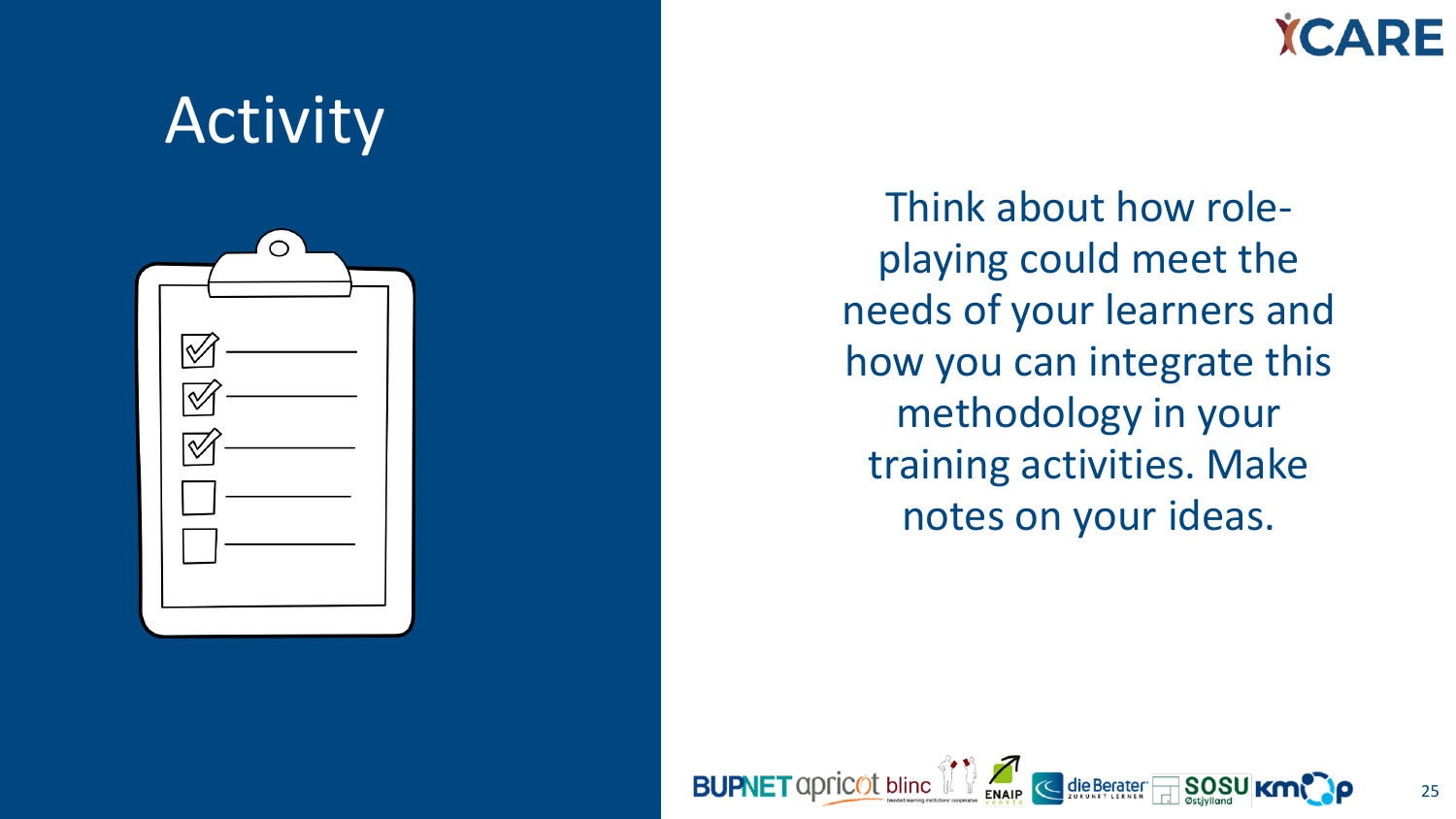# Activity

Think about how role-playing could meet the needs of your learners and how you can integrate this methodology in your training activities. Make notes on your ideas.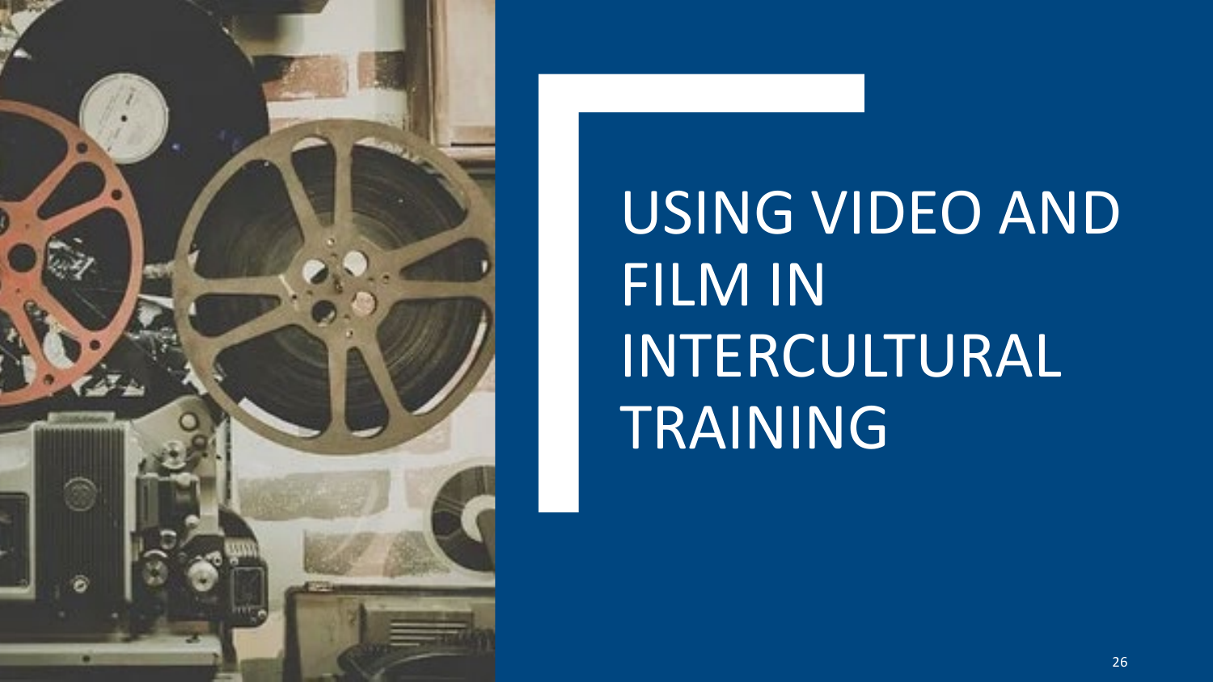# USING VIDEO AND FILM IN INTERCULTURAL TRAINING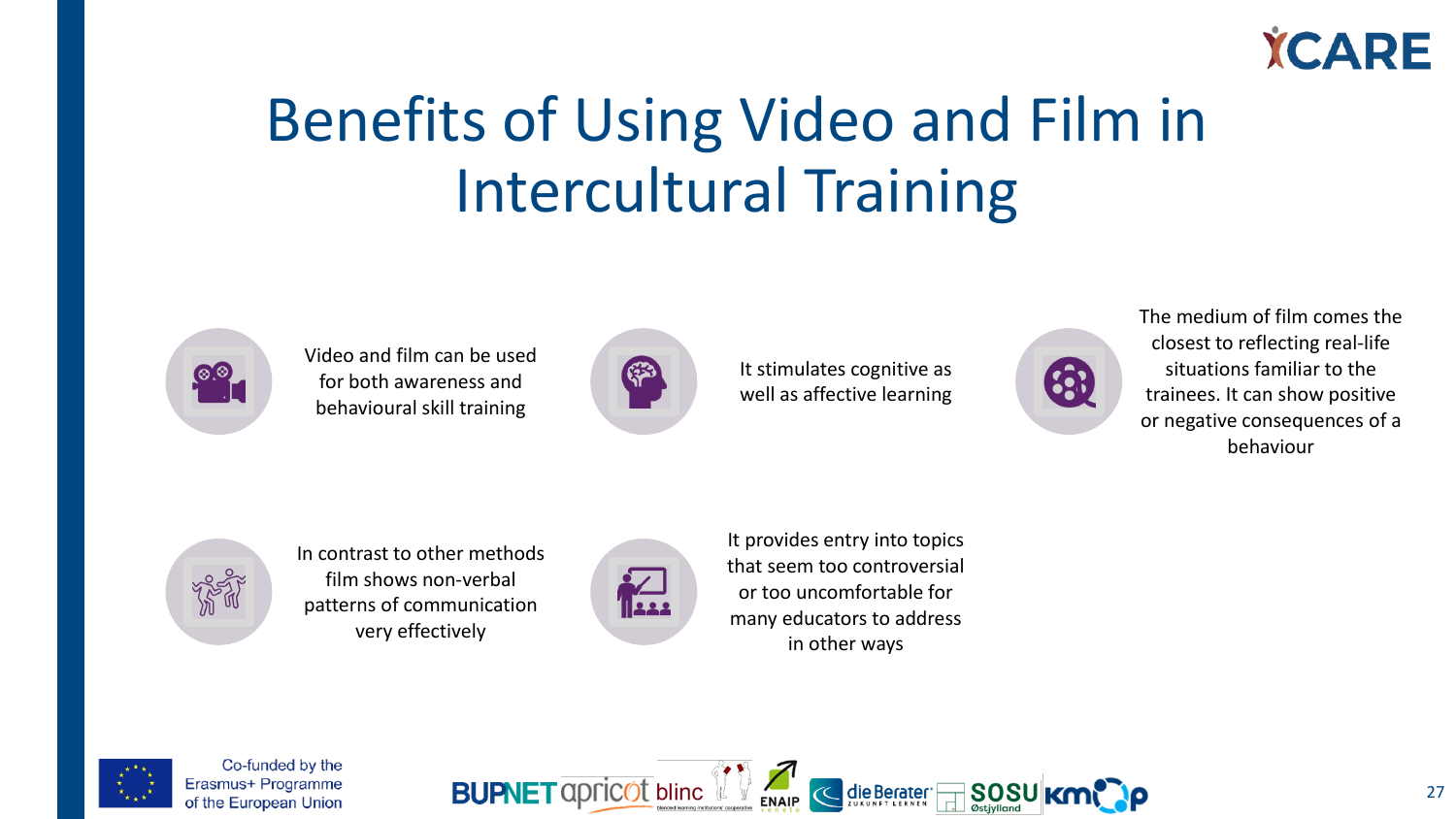# Benefits of Using Video and Film in Intercultural Training

- Video and film can be used for both awareness and behavioural skill training
- It stimulates cognitive as well as affective learning
- The medium of film comes the closest to reflecting real-life situations familiar to the trainees. It can show positive or negative consequences of a behaviour
- In contrast to other methods film shows non-verbal patterns of communication very effectively
- It provides entry into topics that seem too controversial or too uncomfortable for many educators to address in other ways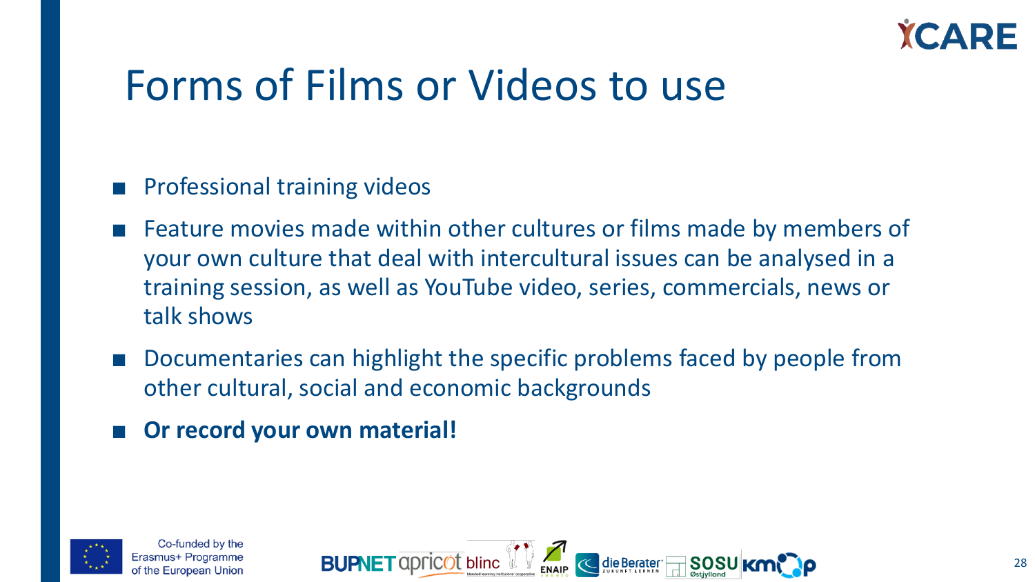# Forms of Films or Videos to use

- Professional training videos
- Feature movies made within other cultures or films made by members of your own culture that deal with intercultural issues can be analysed in a training session, as well as YouTube video, series, commercials, news or talk shows
- Documentaries can highlight the specific problems faced by people from other cultural, social and economic backgrounds
- **Or record your own material!**

Co-funded by the Erasmus+ Programme of the European Union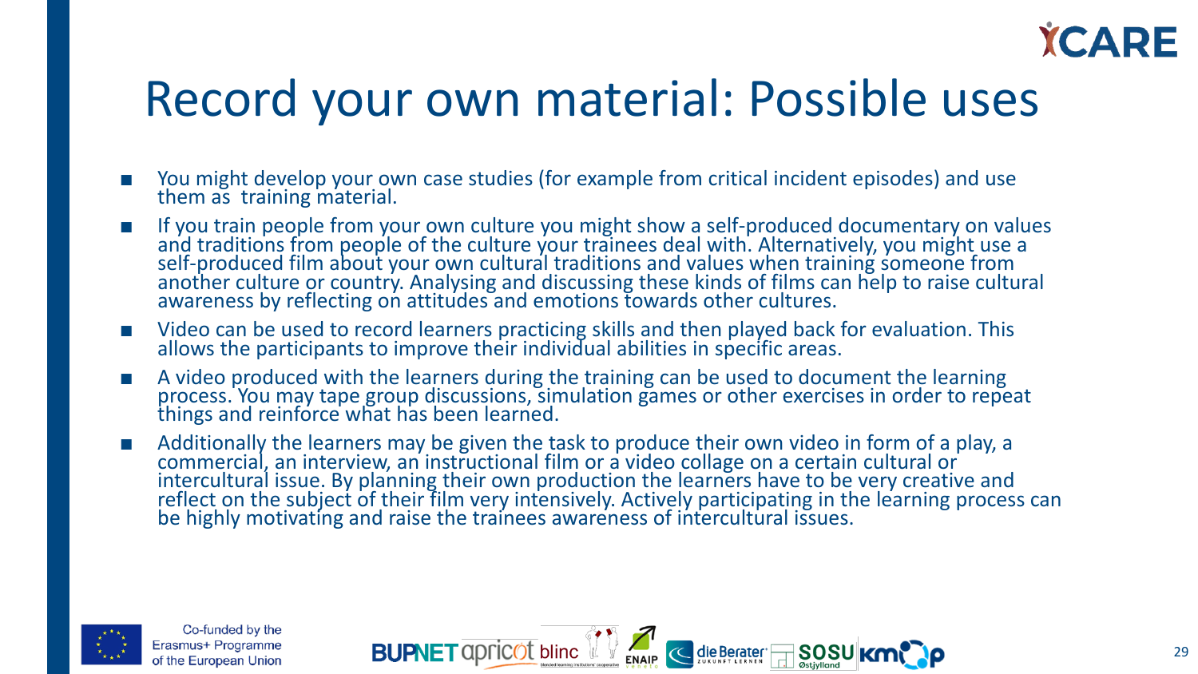# Record your own material: Possible uses

- You might develop your own case studies (for example from critical incident episodes) and use them as training material.
- If you train people from your own culture you might show a self-produced documentary on values and traditions from people of the culture your trainees deal with. Alternatively, you might use a self-produced film about your own cultural traditions and values when training someone from another culture or country. Analysing and discussing these kinds of films can help to raise cultural awareness by reflecting on attitudes and emotions towards other cultures.
- Video can be used to record learners practicing skills and then played back for evaluation. This allows the participants to improve their individual abilities in specific areas.
- A video produced with the learners during the training can be used to document the learning process. You may tape group discussions, simulation games or other exercises in order to repeat things and reinforce what has been learned.
- Additionally the learners may be given the task to produce their own video in form of a play, a commercial, an interview, an instructional film or a video collage on a certain cultural or intercultural issue. By planning their own production the learners have to be very creative and reflect on the subject of their film very intensively. Actively participating in the learning process can be highly motivating and raise the trainees awareness of intercultural issues.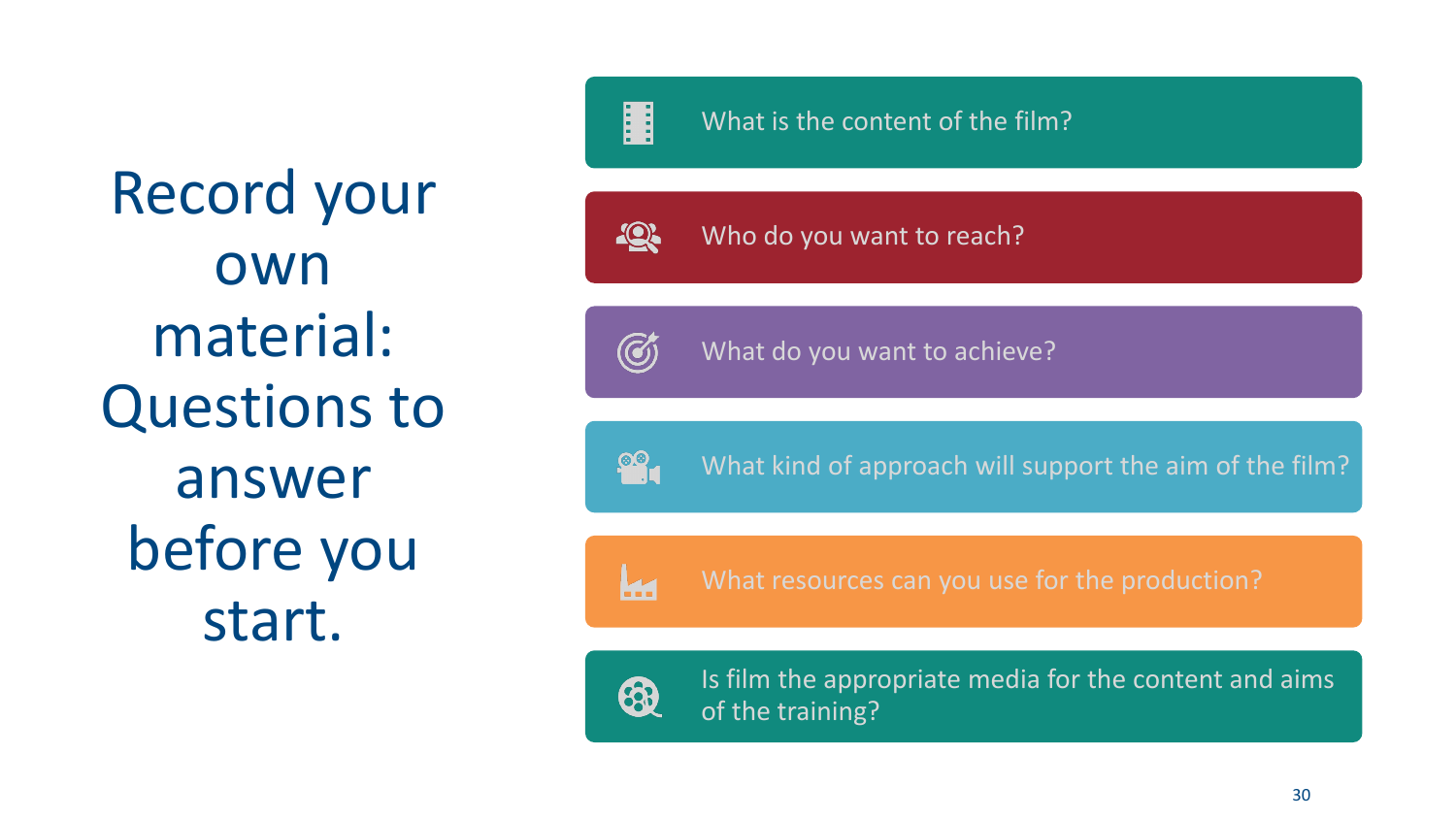# Record your own material: Questions to answer before you start.

- What is the content of the film?
- Who do you want to reach?
- What do you want to achieve?
- What kind of approach will support the aim of the film?
- What resources can you use for the production?
- Is film the appropriate media for the content and aims of the training?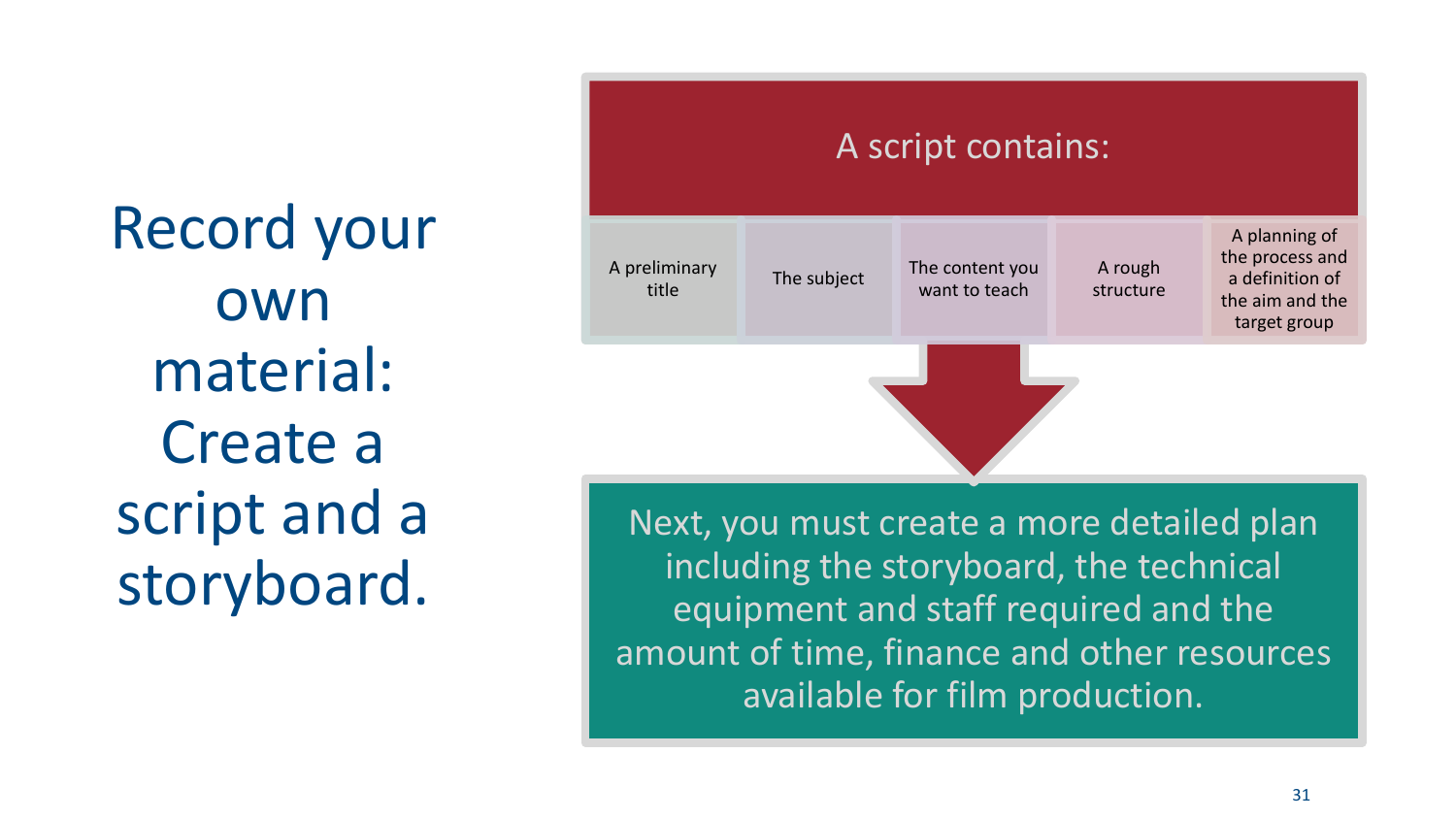# Record your own material: Create a script and a storyboard.

**A script contains:**

- A preliminary title
- The subject
- The content you want to teach
- A rough structure
- A planning of the process and a definition of the aim and the target group

Next, you must create a more detailed plan including the storyboard, the technical equipment and staff required and the amount of time, finance and other resources available for film production.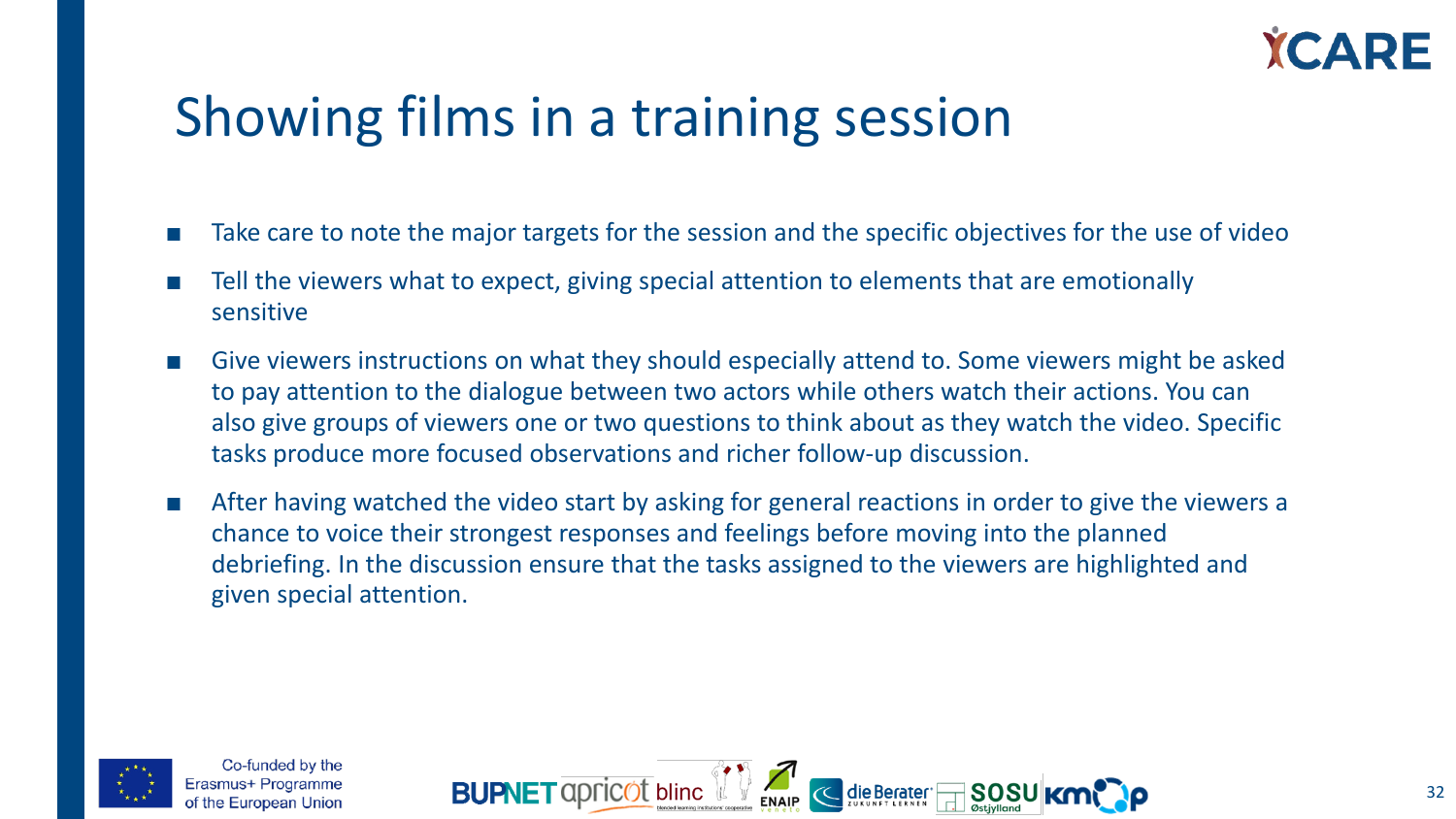# Showing films in a training session

- Take care to note the major targets for the session and the specific objectives for the use of video
- Tell the viewers what to expect, giving special attention to elements that are emotionally sensitive
- Give viewers instructions on what they should especially attend to. Some viewers might be asked to pay attention to the dialogue between two actors while others watch their actions. You can also give groups of viewers one or two questions to think about as they watch the video. Specific tasks produce more focused observations and richer follow-up discussion.
- After having watched the video start by asking for general reactions in order to give the viewers a chance to voice their strongest responses and feelings before moving into the planned debriefing. In the discussion ensure that the tasks assigned to the viewers are highlighted and given special attention.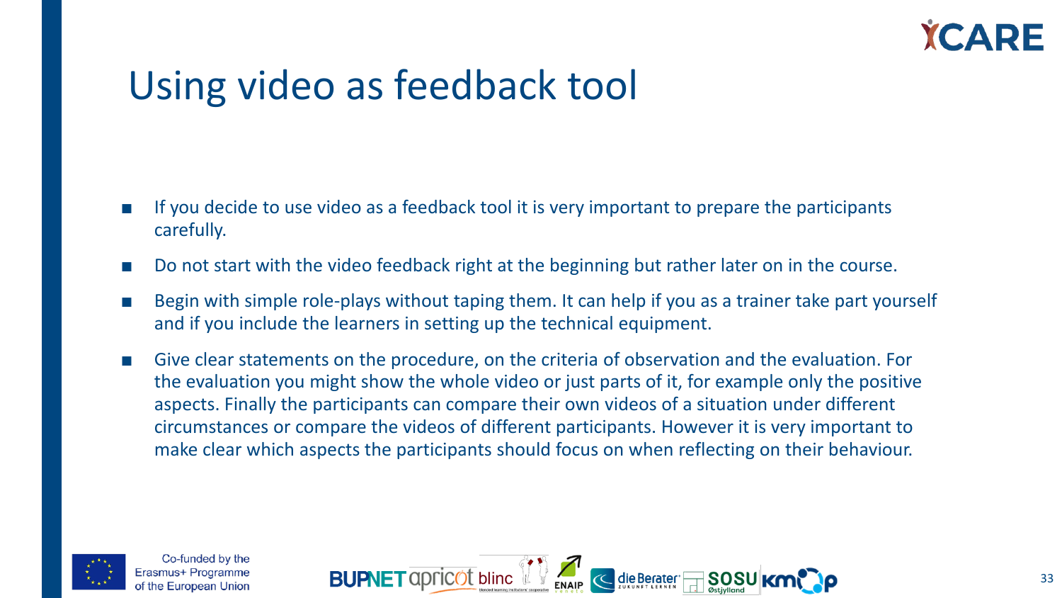# Using video as feedback tool

- If you decide to use video as a feedback tool it is very important to prepare the participants carefully.
- Do not start with the video feedback right at the beginning but rather later on in the course.
- Begin with simple role-plays without taping them. It can help if you as a trainer take part yourself and if you include the learners in setting up the technical equipment.
- Give clear statements on the procedure, on the criteria of observation and the evaluation. For the evaluation you might show the whole video or just parts of it, for example only the positive aspects. Finally the participants can compare their own videos of a situation under different circumstances or compare the videos of different participants. However it is very important to make clear which aspects the participants should focus on when reflecting on their behaviour.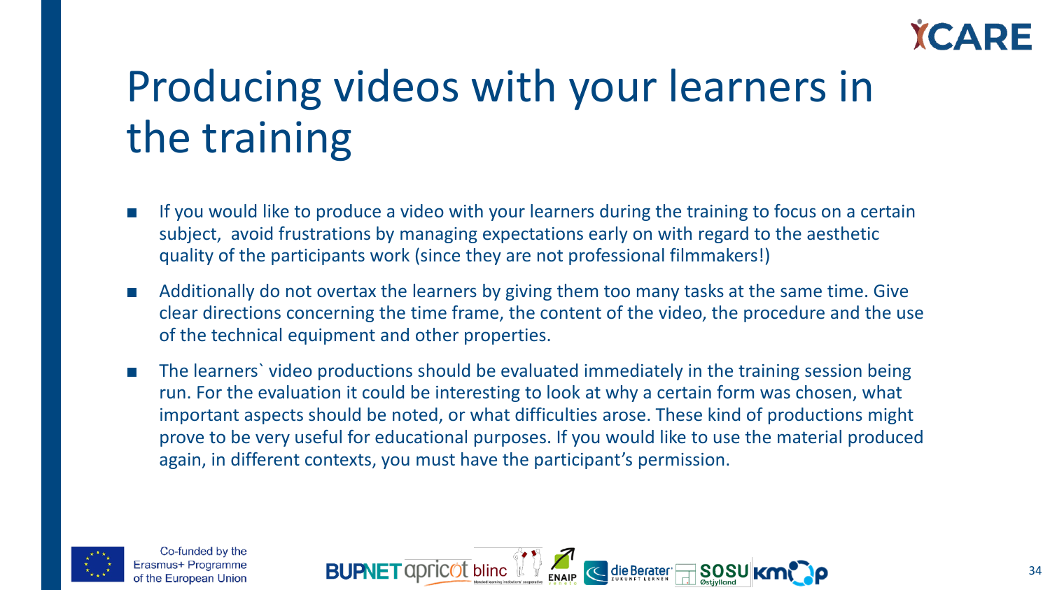# Producing videos with your learners in the training

- If you would like to produce a video with your learners during the training to focus on a certain subject,  avoid frustrations by managing expectations early on with regard to the aesthetic quality of the participants work (since they are not professional filmmakers!)
- Additionally do not overtax the learners by giving them too many tasks at the same time. Give clear directions concerning the time frame, the content of the video, the procedure and the use of the technical equipment and other properties.
- The learners` video productions should be evaluated immediately in the training session being run. For the evaluation it could be interesting to look at why a certain form was chosen, what important aspects should be noted, or what difficulties arose. These kind of productions might prove to be very useful for educational purposes. If you would like to use the material produced again, in different contexts, you must have the participant's permission.

Co-funded by the Erasmus+ Programme of the European Union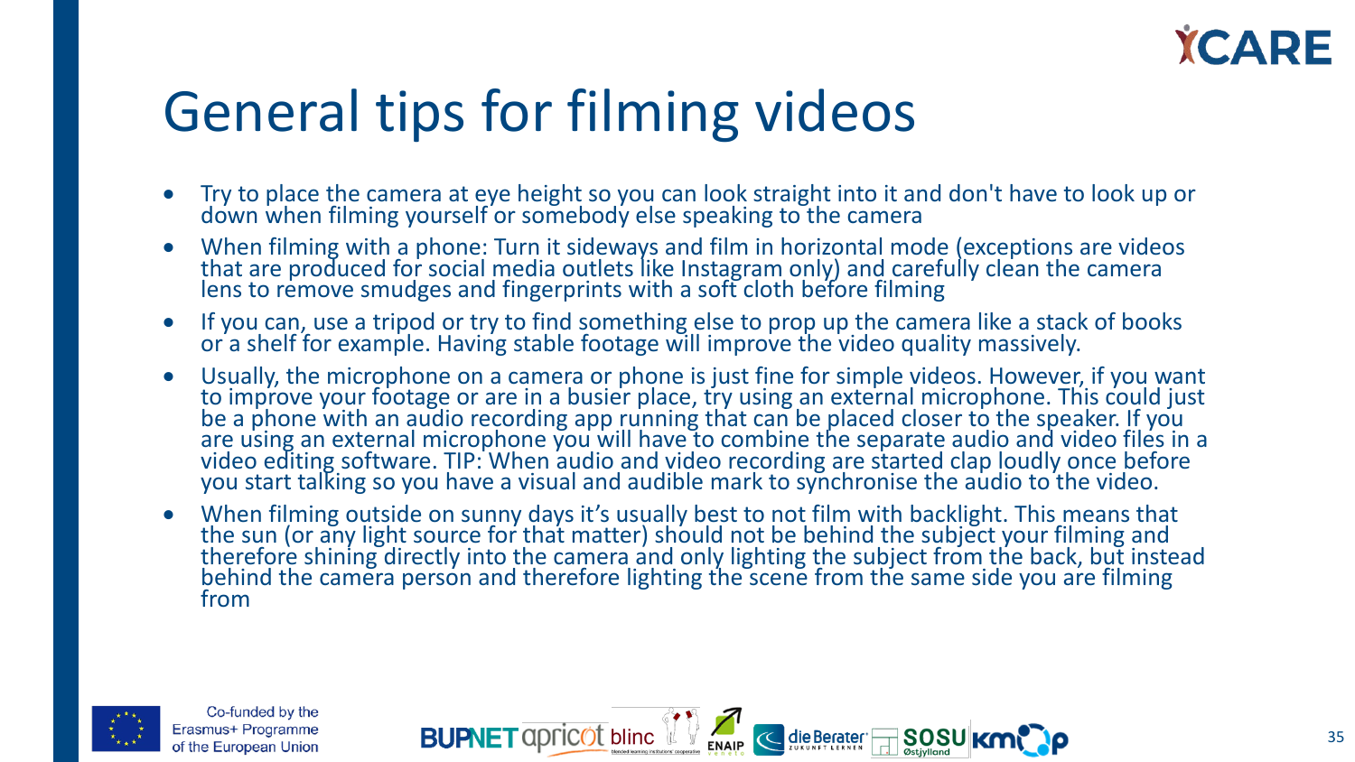# General tips for filming videos

- Try to place the camera at eye height so you can look straight into it and don't have to look up or down when filming yourself or somebody else speaking to the camera
- When filming with a phone: Turn it sideways and film in horizontal mode (exceptions are videos that are produced for social media outlets like Instagram only) and carefully clean the camera lens to remove smudges and fingerprints with a soft cloth before filming
- If you can, use a tripod or try to find something else to prop up the camera like a stack of books or a shelf for example. Having stable footage will improve the video quality massively.
- Usually, the microphone on a camera or phone is just fine for simple videos. However, if you want to improve your footage or are in a busier place, try using an external microphone. This could just be a phone with an audio recording app running that can be placed closer to the speaker. If you are using an external microphone you will have to combine the separate audio and video files in a video editing software. TIP: When audio and video recording are started clap loudly once before you start talking so you have a visual and audible mark to synchronise the audio to the video.
- When filming outside on sunny days it's usually best to not film with backlight. This means that the sun (or any light source for that matter) should not be behind the subject your filming and therefore shining directly into the camera and only lighting the subject from the back, but instead behind the camera person and therefore lighting the scene from the same side you are filming from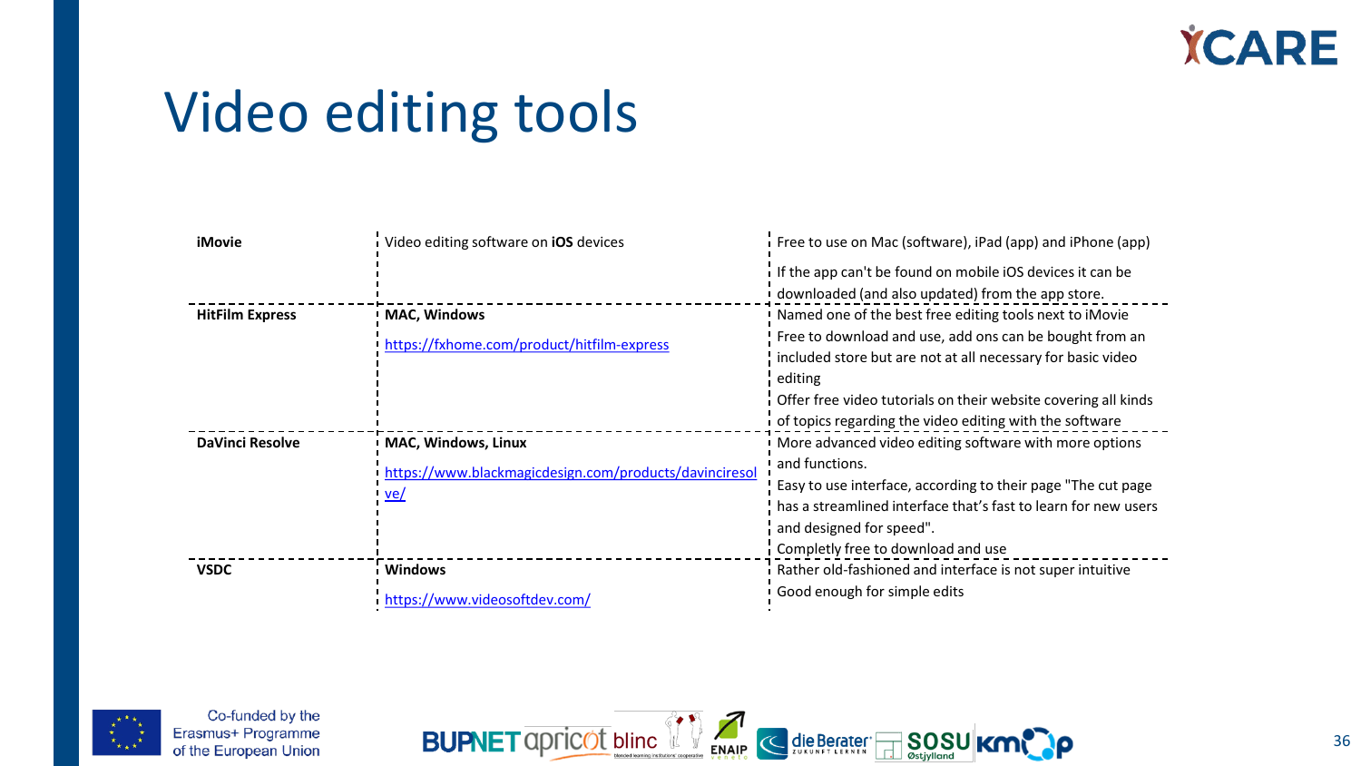# Video editing tools

| | | |
|---|---|---|
| **iMovie** | Video editing software on **iOS** devices | Free to use on Mac (software), iPad (app) and iPhone (app)<br><br>If the app can't be found on mobile iOS devices it can be downloaded (and also updated) from the app store. |
| **HitFilm Express** | **MAC, Windows**<br><br>https://fxhome.com/product/hitfilm-express | Named one of the best free editing tools next to iMovie<br>Free to download and use, add ons can be bought from an included store but are not at all necessary for basic video editing<br>Offer free video tutorials on their website covering all kinds of topics regarding the video editing with the software |
| **DaVinci Resolve** | **MAC, Windows, Linux**<br><br>https://www.blackmagicdesign.com/products/davinciresolve/ | More advanced video editing software with more options and functions.<br>Easy to use interface, according to their page "The cut page has a streamlined interface that's fast to learn for new users and designed for speed".<br>Completly free to download and use |
| **VSDC** | **Windows**<br><br>https://www.videosoftdev.com/ | Rather old-fashioned and interface is not super intuitive<br>Good enough for simple edits |

Co-funded by the Erasmus+ Programme of the European Union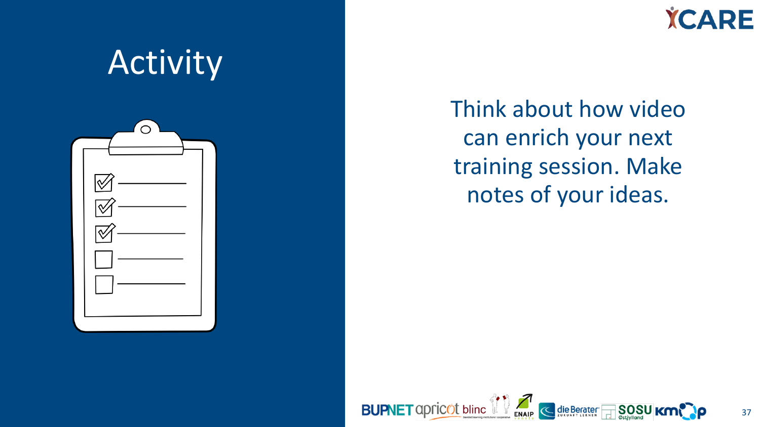# Activity

Think about how video can enrich your next training session. Make notes of your ideas.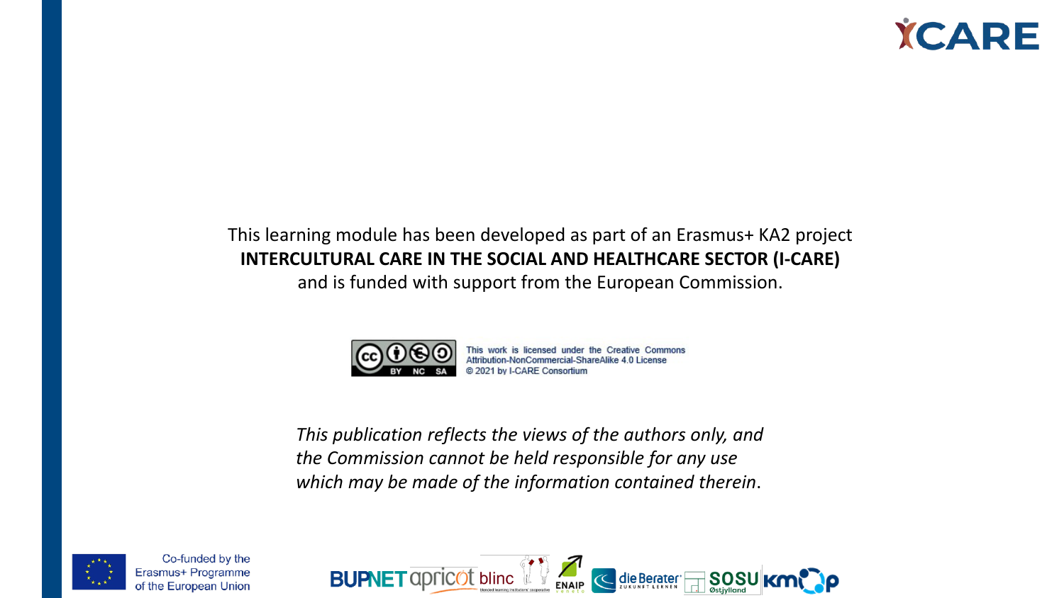This learning module has been developed as part of an Erasmus+ KA2 project
**INTERCULTURAL CARE IN THE SOCIAL AND HEALTHCARE SECTOR (I-CARE)**
and is funded with support from the European Commission.

This work is licensed under the Creative Commons Attribution-NonCommercial-ShareAlike 4.0 License
© 2021 by I-CARE Consortium

*This publication reflects the views of the authors only, and the Commission cannot be held responsible for any use which may be made of the information contained therein.*

Co-funded by the Erasmus+ Programme of the European Union